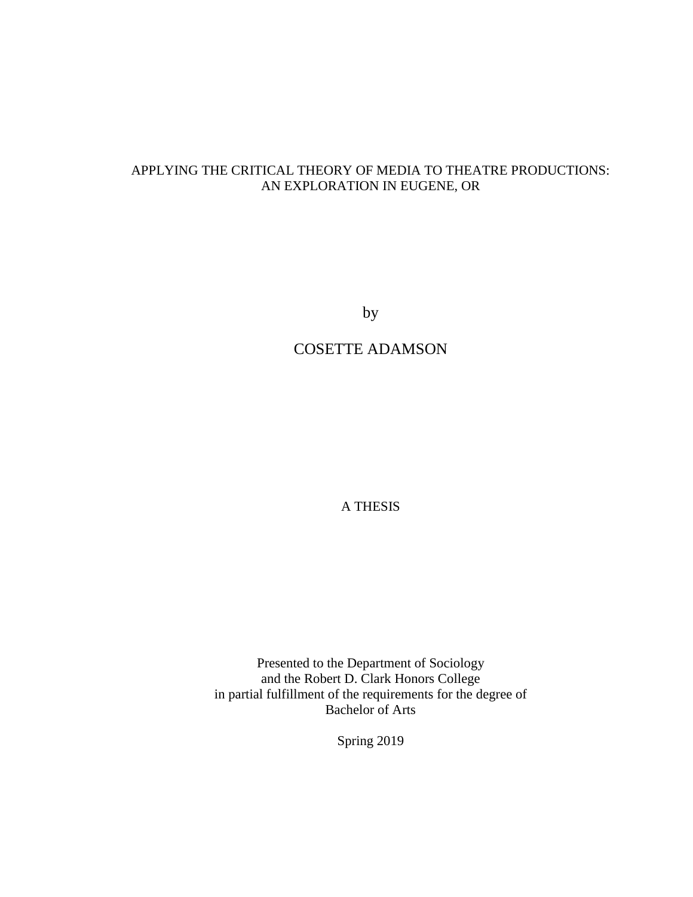# APPLYING THE CRITICAL THEORY OF MEDIA TO THEATRE PRODUCTIONS: AN EXPLORATION IN EUGENE, OR

by

COSETTE ADAMSON

A THESIS

Presented to the Department of Sociology
and the Robert D. Clark Honors College
in partial fulfillment of the requirements for the degree of
Bachelor of Arts

Spring 2019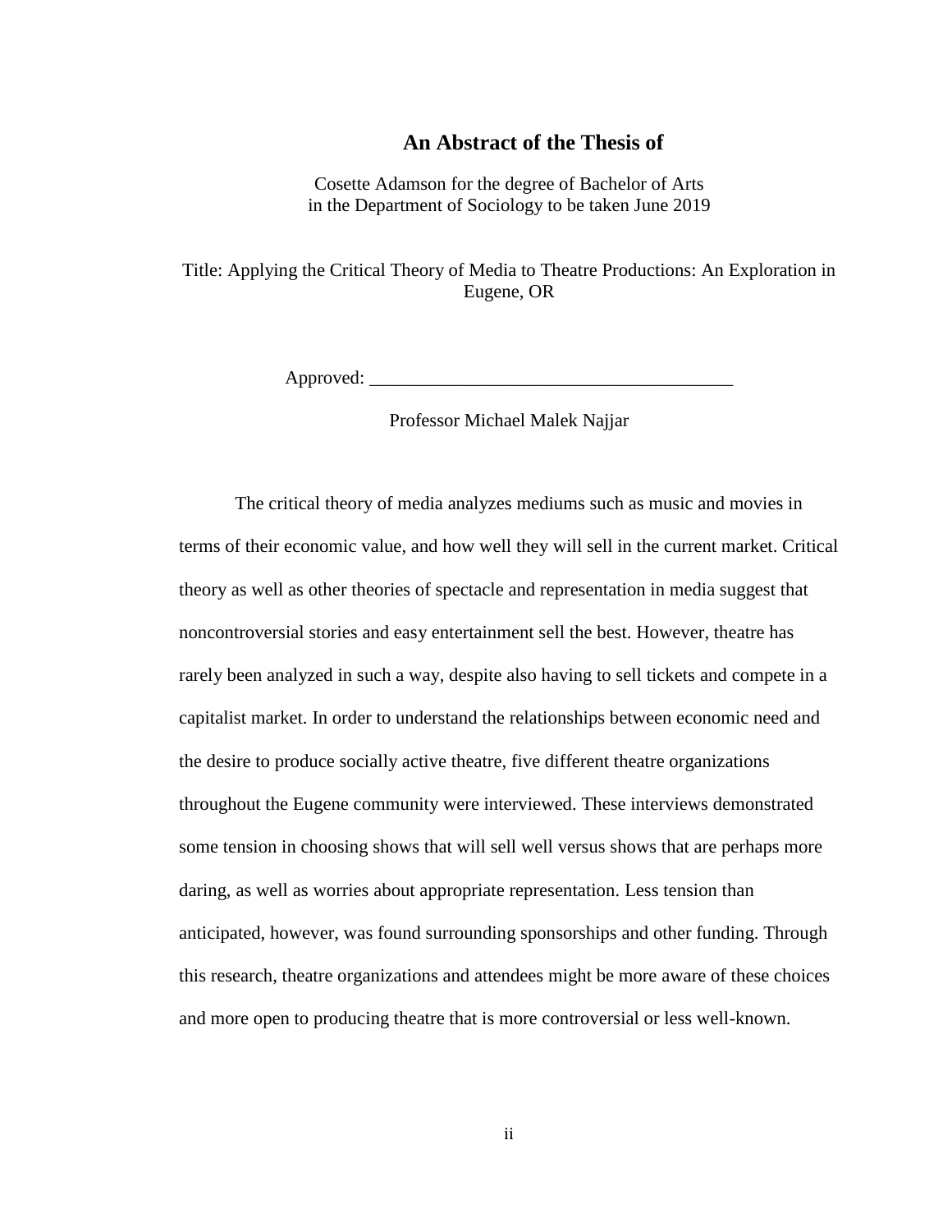# An Abstract of the Thesis of

Cosette Adamson for the degree of Bachelor of Arts
in the Department of Sociology to be taken June 2019

Title: Applying the Critical Theory of Media to Theatre Productions: An Exploration in Eugene, OR

Approved: _______________________________________

Professor Michael Malek Najjar

The critical theory of media analyzes mediums such as music and movies in terms of their economic value, and how well they will sell in the current market. Critical theory as well as other theories of spectacle and representation in media suggest that noncontroversial stories and easy entertainment sell the best. However, theatre has rarely been analyzed in such a way, despite also having to sell tickets and compete in a capitalist market. In order to understand the relationships between economic need and the desire to produce socially active theatre, five different theatre organizations throughout the Eugene community were interviewed. These interviews demonstrated some tension in choosing shows that will sell well versus shows that are perhaps more daring, as well as worries about appropriate representation. Less tension than anticipated, however, was found surrounding sponsorships and other funding. Through this research, theatre organizations and attendees might be more aware of these choices and more open to producing theatre that is more controversial or less well-known.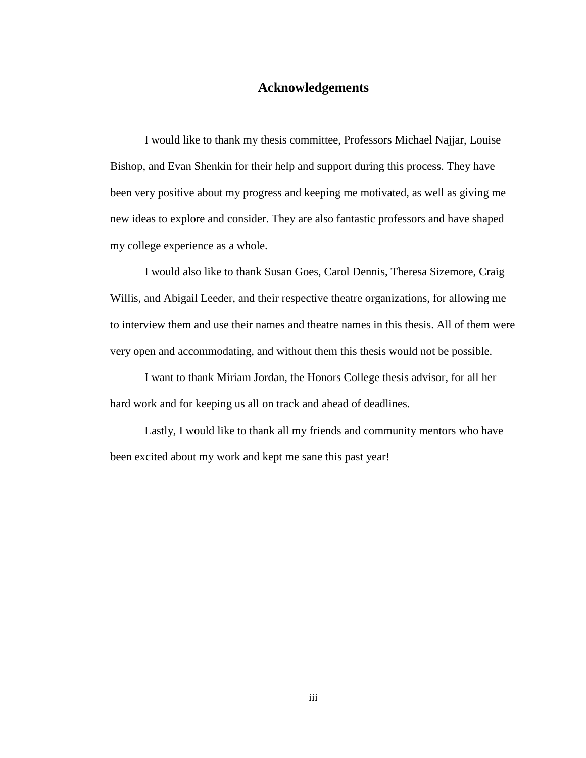# Acknowledgements

I would like to thank my thesis committee, Professors Michael Najjar, Louise Bishop, and Evan Shenkin for their help and support during this process. They have been very positive about my progress and keeping me motivated, as well as giving me new ideas to explore and consider. They are also fantastic professors and have shaped my college experience as a whole.

I would also like to thank Susan Goes, Carol Dennis, Theresa Sizemore, Craig Willis, and Abigail Leeder, and their respective theatre organizations, for allowing me to interview them and use their names and theatre names in this thesis. All of them were very open and accommodating, and without them this thesis would not be possible.

I want to thank Miriam Jordan, the Honors College thesis advisor, for all her hard work and for keeping us all on track and ahead of deadlines.

Lastly, I would like to thank all my friends and community mentors who have been excited about my work and kept me sane this past year!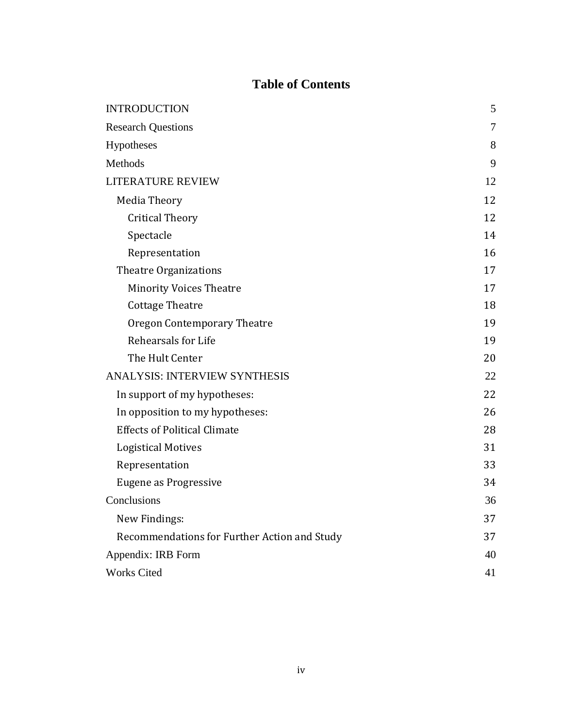# Table of Contents

| | |
|---|---|
| INTRODUCTION | 5 |
| Research Questions | 7 |
| Hypotheses | 8 |
| Methods | 9 |
| LITERATURE REVIEW | 12 |
| Media Theory | 12 |
| Critical Theory | 12 |
| Spectacle | 14 |
| Representation | 16 |
| Theatre Organizations | 17 |
| Minority Voices Theatre | 17 |
| Cottage Theatre | 18 |
| Oregon Contemporary Theatre | 19 |
| Rehearsals for Life | 19 |
| The Hult Center | 20 |
| ANALYSIS: INTERVIEW SYNTHESIS | 22 |
| In support of my hypotheses: | 22 |
| In opposition to my hypotheses: | 26 |
| Effects of Political Climate | 28 |
| Logistical Motives | 31 |
| Representation | 33 |
| Eugene as Progressive | 34 |
| Conclusions | 36 |
| New Findings: | 37 |
| Recommendations for Further Action and Study | 37 |
| Appendix: IRB Form | 40 |
| Works Cited | 41 |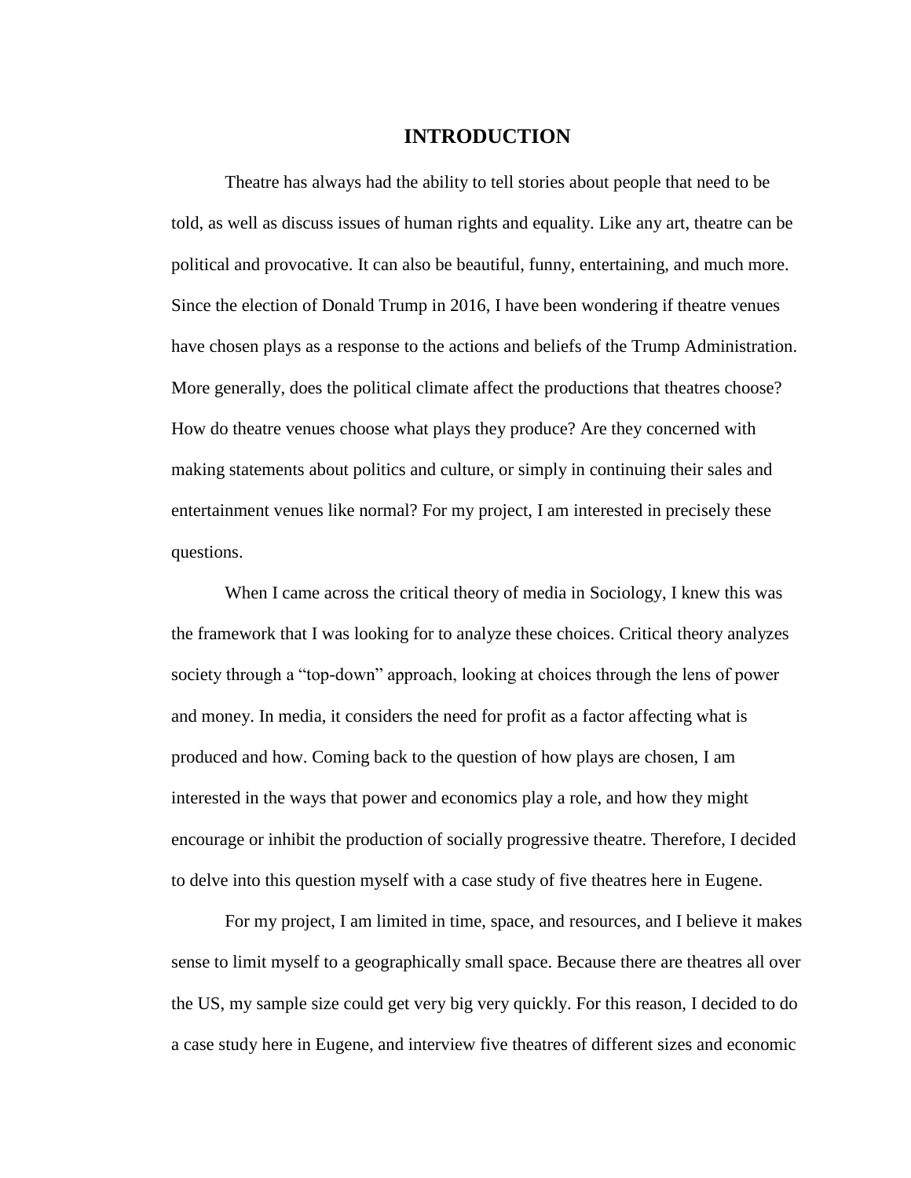# INTRODUCTION

Theatre has always had the ability to tell stories about people that need to be told, as well as discuss issues of human rights and equality. Like any art, theatre can be political and provocative. It can also be beautiful, funny, entertaining, and much more. Since the election of Donald Trump in 2016, I have been wondering if theatre venues have chosen plays as a response to the actions and beliefs of the Trump Administration. More generally, does the political climate affect the productions that theatres choose? How do theatre venues choose what plays they produce? Are they concerned with making statements about politics and culture, or simply in continuing their sales and entertainment venues like normal? For my project, I am interested in precisely these questions.

When I came across the critical theory of media in Sociology, I knew this was the framework that I was looking for to analyze these choices. Critical theory analyzes society through a "top-down" approach, looking at choices through the lens of power and money. In media, it considers the need for profit as a factor affecting what is produced and how. Coming back to the question of how plays are chosen, I am interested in the ways that power and economics play a role, and how they might encourage or inhibit the production of socially progressive theatre. Therefore, I decided to delve into this question myself with a case study of five theatres here in Eugene.

For my project, I am limited in time, space, and resources, and I believe it makes sense to limit myself to a geographically small space. Because there are theatres all over the US, my sample size could get very big very quickly. For this reason, I decided to do a case study here in Eugene, and interview five theatres of different sizes and economic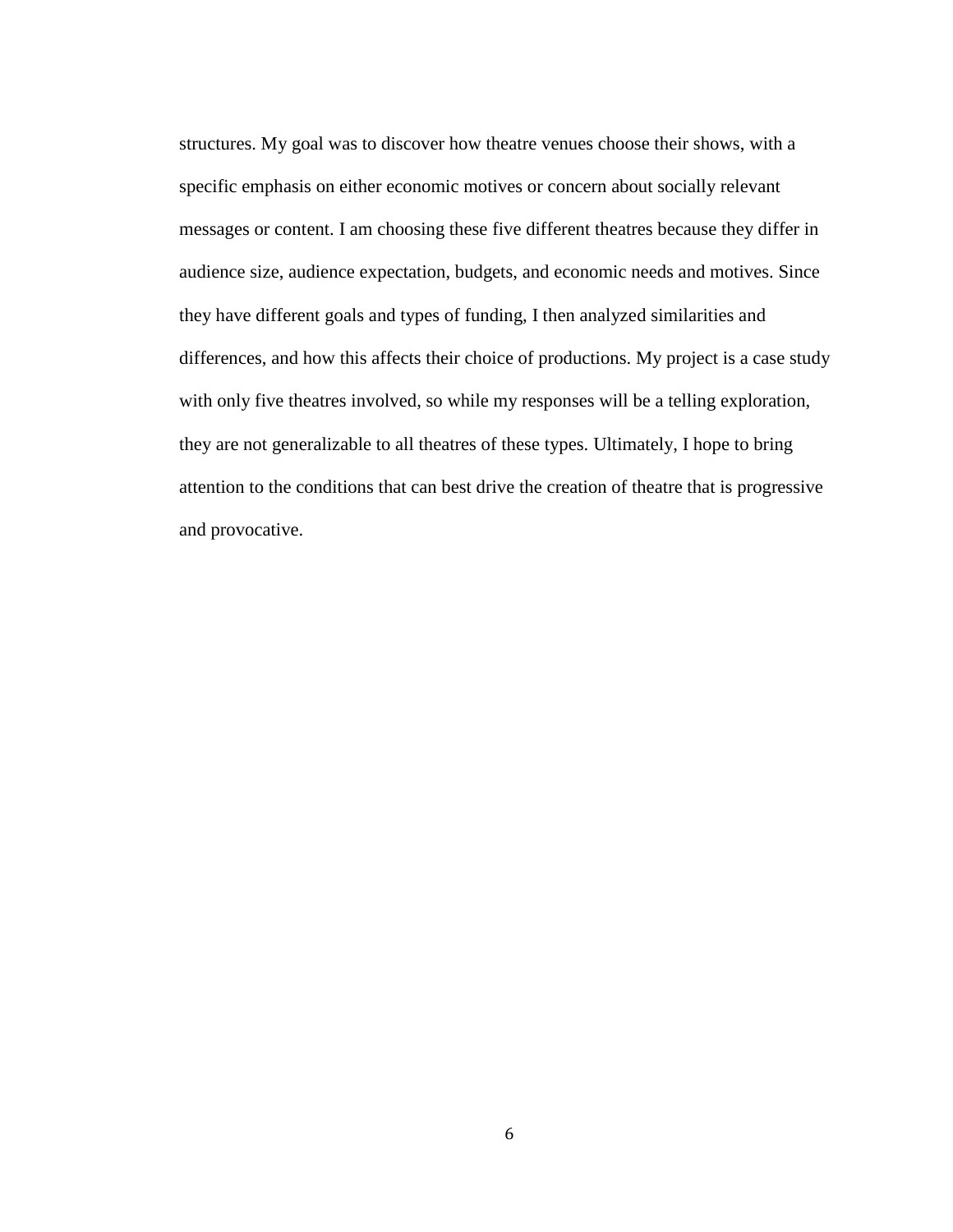structures. My goal was to discover how theatre venues choose their shows, with a specific emphasis on either economic motives or concern about socially relevant messages or content. I am choosing these five different theatres because they differ in audience size, audience expectation, budgets, and economic needs and motives. Since they have different goals and types of funding, I then analyzed similarities and differences, and how this affects their choice of productions. My project is a case study with only five theatres involved, so while my responses will be a telling exploration, they are not generalizable to all theatres of these types. Ultimately, I hope to bring attention to the conditions that can best drive the creation of theatre that is progressive and provocative.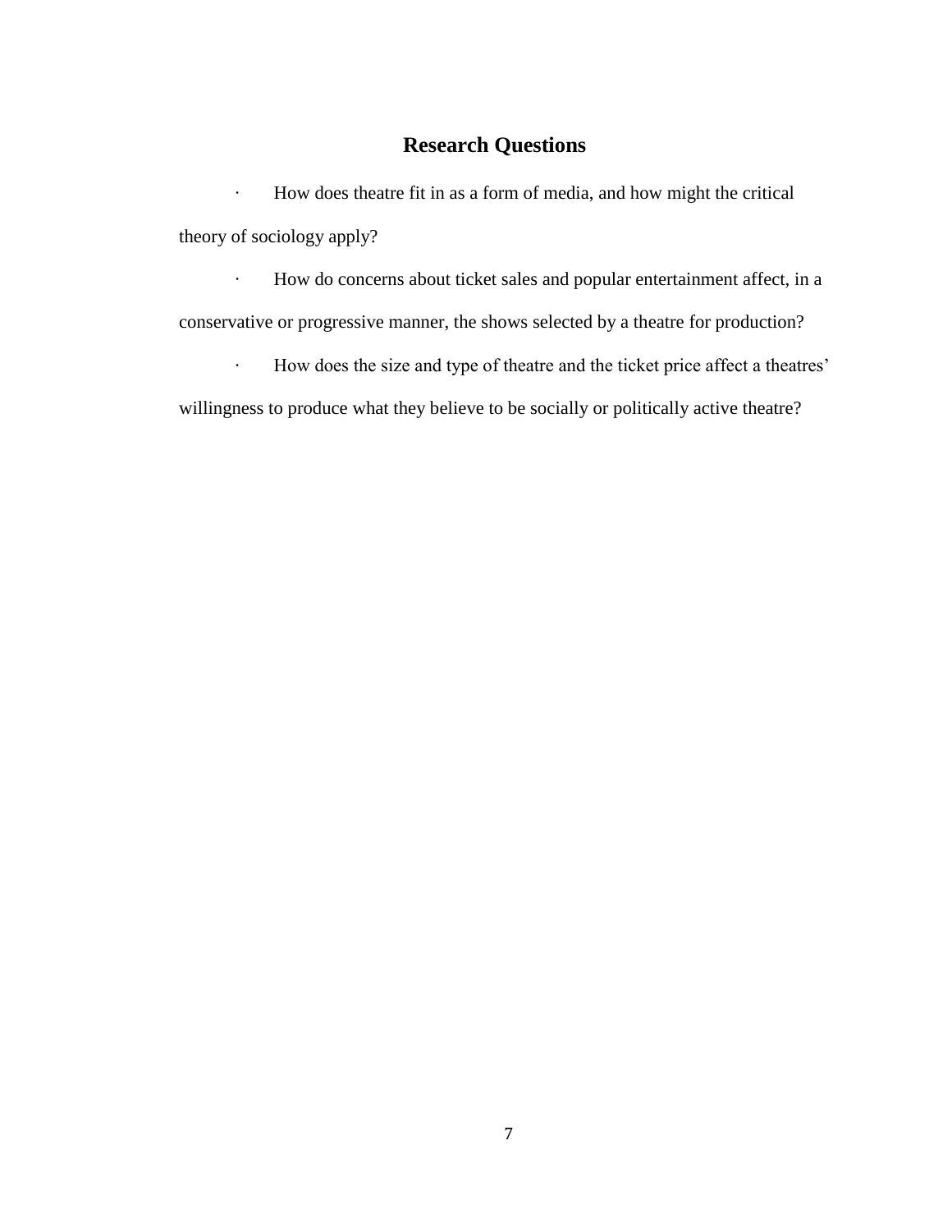## Research Questions

- How does theatre fit in as a form of media, and how might the critical theory of sociology apply?
- How do concerns about ticket sales and popular entertainment affect, in a conservative or progressive manner, the shows selected by a theatre for production?
- How does the size and type of theatre and the ticket price affect a theatres' willingness to produce what they believe to be socially or politically active theatre?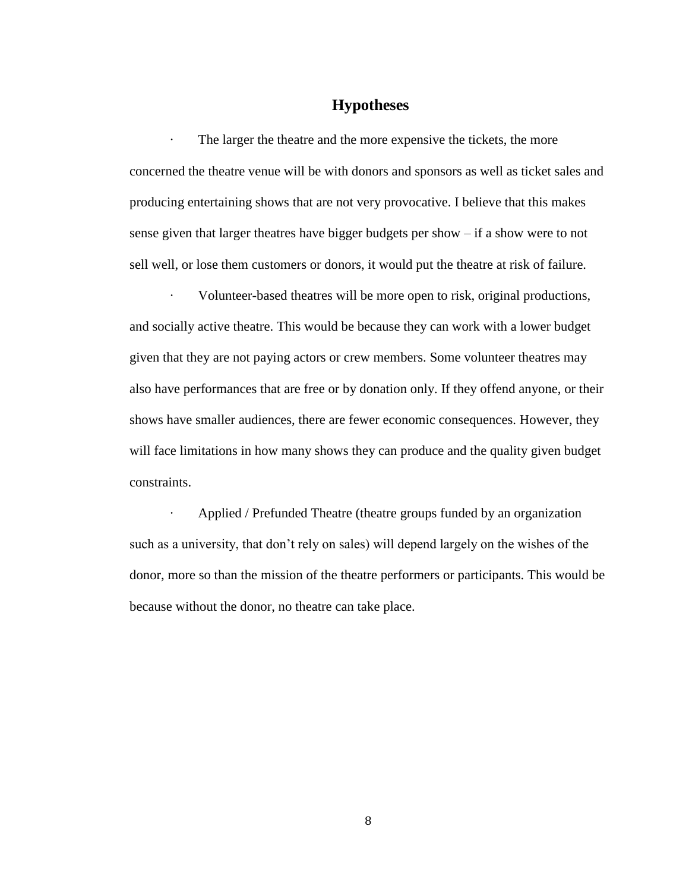## Hypotheses

- The larger the theatre and the more expensive the tickets, the more concerned the theatre venue will be with donors and sponsors as well as ticket sales and producing entertaining shows that are not very provocative. I believe that this makes sense given that larger theatres have bigger budgets per show – if a show were to not sell well, or lose them customers or donors, it would put the theatre at risk of failure.
- Volunteer-based theatres will be more open to risk, original productions, and socially active theatre. This would be because they can work with a lower budget given that they are not paying actors or crew members. Some volunteer theatres may also have performances that are free or by donation only. If they offend anyone, or their shows have smaller audiences, there are fewer economic consequences. However, they will face limitations in how many shows they can produce and the quality given budget constraints.
- Applied / Prefunded Theatre (theatre groups funded by an organization such as a university, that don't rely on sales) will depend largely on the wishes of the donor, more so than the mission of the theatre performers or participants. This would be because without the donor, no theatre can take place.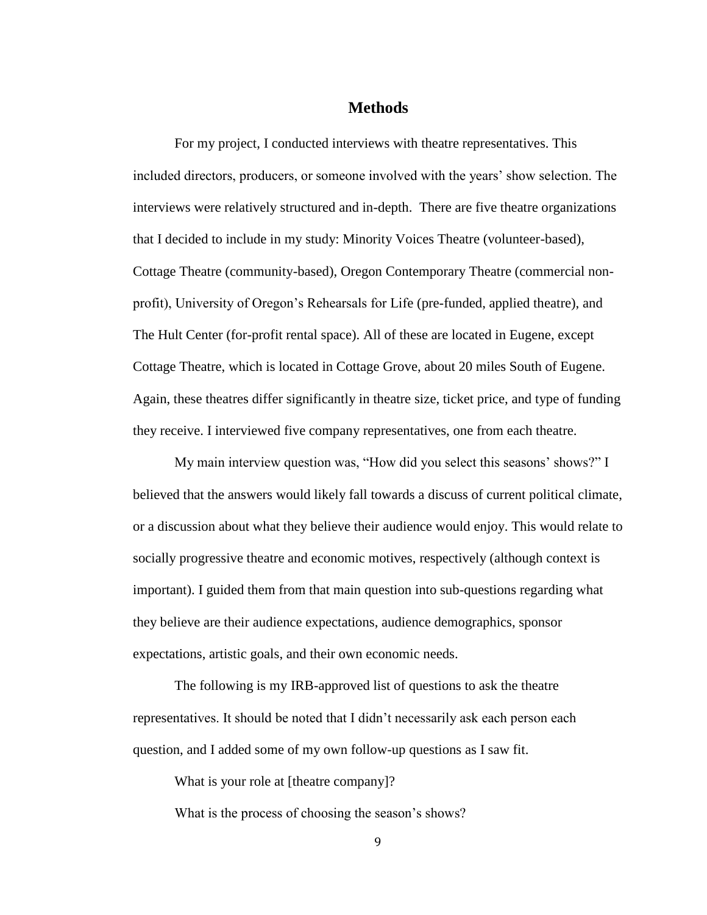## Methods

For my project, I conducted interviews with theatre representatives. This included directors, producers, or someone involved with the years' show selection. The interviews were relatively structured and in-depth. There are five theatre organizations that I decided to include in my study: Minority Voices Theatre (volunteer-based), Cottage Theatre (community-based), Oregon Contemporary Theatre (commercial non-profit), University of Oregon's Rehearsals for Life (pre-funded, applied theatre), and The Hult Center (for-profit rental space). All of these are located in Eugene, except Cottage Theatre, which is located in Cottage Grove, about 20 miles South of Eugene. Again, these theatres differ significantly in theatre size, ticket price, and type of funding they receive. I interviewed five company representatives, one from each theatre.

My main interview question was, "How did you select this seasons' shows?" I believed that the answers would likely fall towards a discuss of current political climate, or a discussion about what they believe their audience would enjoy. This would relate to socially progressive theatre and economic motives, respectively (although context is important). I guided them from that main question into sub-questions regarding what they believe are their audience expectations, audience demographics, sponsor expectations, artistic goals, and their own economic needs.

The following is my IRB-approved list of questions to ask the theatre representatives. It should be noted that I didn't necessarily ask each person each question, and I added some of my own follow-up questions as I saw fit.

What is your role at [theatre company]?

What is the process of choosing the season's shows?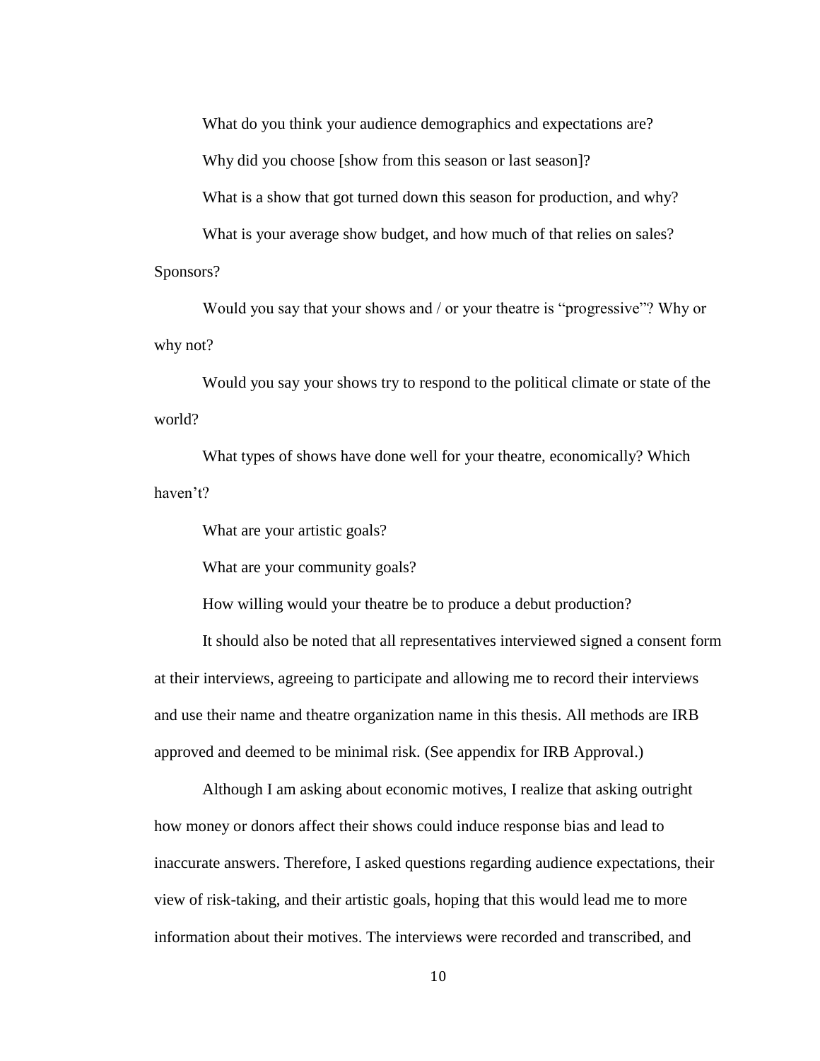What do you think your audience demographics and expectations are?

Why did you choose [show from this season or last season]?

What is a show that got turned down this season for production, and why?

What is your average show budget, and how much of that relies on sales? Sponsors?

Would you say that your shows and / or your theatre is "progressive"? Why or why not?

Would you say your shows try to respond to the political climate or state of the world?

What types of shows have done well for your theatre, economically? Which haven't?

What are your artistic goals?

What are your community goals?

How willing would your theatre be to produce a debut production?

It should also be noted that all representatives interviewed signed a consent form at their interviews, agreeing to participate and allowing me to record their interviews and use their name and theatre organization name in this thesis. All methods are IRB approved and deemed to be minimal risk. (See appendix for IRB Approval.)

Although I am asking about economic motives, I realize that asking outright how money or donors affect their shows could induce response bias and lead to inaccurate answers. Therefore, I asked questions regarding audience expectations, their view of risk-taking, and their artistic goals, hoping that this would lead me to more information about their motives. The interviews were recorded and transcribed, and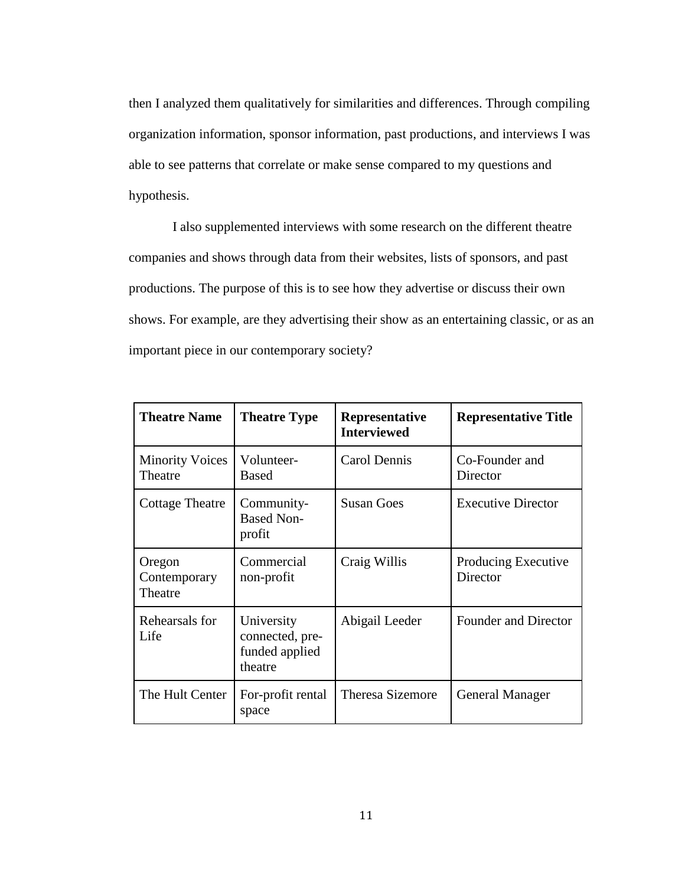then I analyzed them qualitatively for similarities and differences. Through compiling organization information, sponsor information, past productions, and interviews I was able to see patterns that correlate or make sense compared to my questions and hypothesis.

I also supplemented interviews with some research on the different theatre companies and shows through data from their websites, lists of sponsors, and past productions. The purpose of this is to see how they advertise or discuss their own shows. For example, are they advertising their show as an entertaining classic, or as an important piece in our contemporary society?

| Theatre Name | Theatre Type | Representative Interviewed | Representative Title |
| --- | --- | --- | --- |
| Minority Voices Theatre | Volunteer-Based | Carol Dennis | Co-Founder and Director |
| Cottage Theatre | Community-Based Non-profit | Susan Goes | Executive Director |
| Oregon Contemporary Theatre | Commercial non-profit | Craig Willis | Producing Executive Director |
| Rehearsals for Life | University connected, pre-funded applied theatre | Abigail Leeder | Founder and Director |
| The Hult Center | For-profit rental space | Theresa Sizemore | General Manager |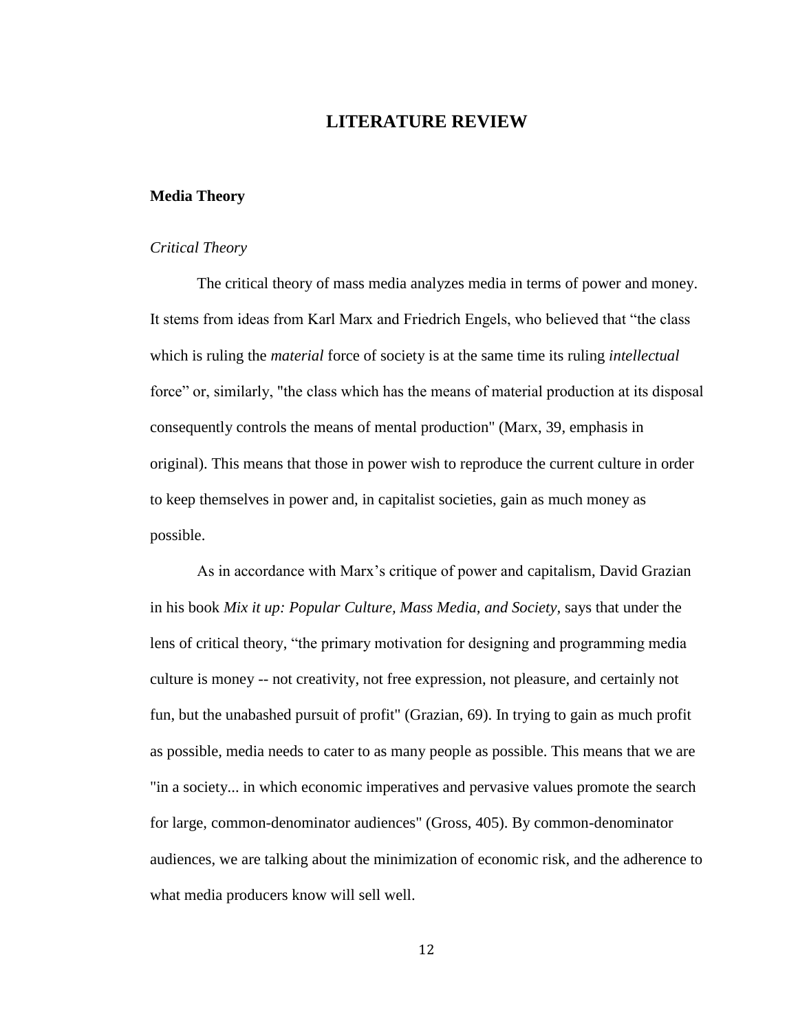# LITERATURE REVIEW

## Media Theory

### *Critical Theory*

The critical theory of mass media analyzes media in terms of power and money. It stems from ideas from Karl Marx and Friedrich Engels, who believed that “the class which is ruling the *material* force of society is at the same time its ruling *intellectual* force” or, similarly, "the class which has the means of material production at its disposal consequently controls the means of mental production" (Marx, 39, emphasis in original). This means that those in power wish to reproduce the current culture in order to keep themselves in power and, in capitalist societies, gain as much money as possible.

As in accordance with Marx’s critique of power and capitalism, David Grazian in his book *Mix it up: Popular Culture, Mass Media, and Society,* says that under the lens of critical theory, “the primary motivation for designing and programming media culture is money -- not creativity, not free expression, not pleasure, and certainly not fun, but the unabashed pursuit of profit" (Grazian, 69). In trying to gain as much profit as possible, media needs to cater to as many people as possible. This means that we are "in a society... in which economic imperatives and pervasive values promote the search for large, common-denominator audiences" (Gross, 405). By common-denominator audiences, we are talking about the minimization of economic risk, and the adherence to what media producers know will sell well.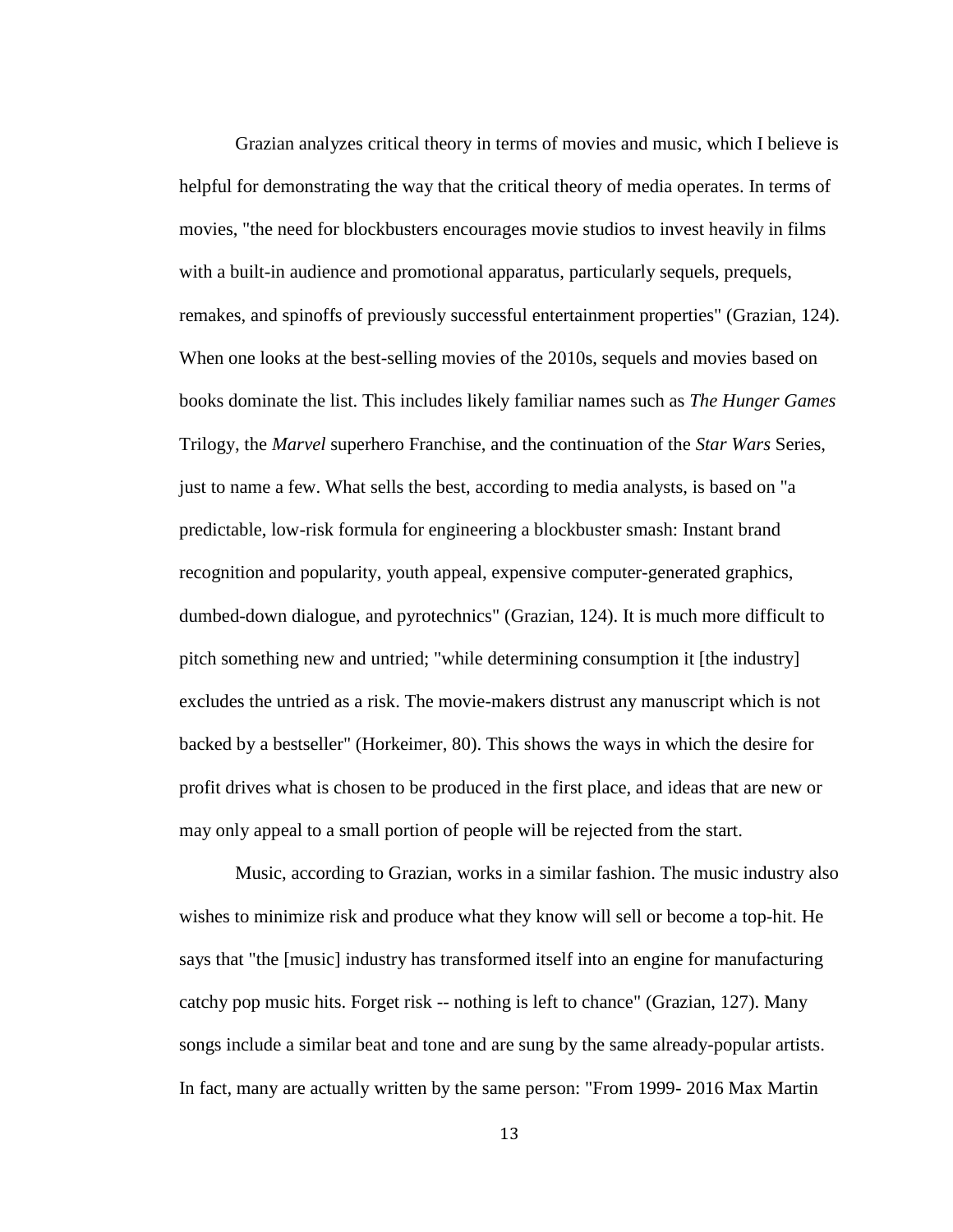Grazian analyzes critical theory in terms of movies and music, which I believe is helpful for demonstrating the way that the critical theory of media operates. In terms of movies, "the need for blockbusters encourages movie studios to invest heavily in films with a built-in audience and promotional apparatus, particularly sequels, prequels, remakes, and spinoffs of previously successful entertainment properties" (Grazian, 124). When one looks at the best-selling movies of the 2010s, sequels and movies based on books dominate the list. This includes likely familiar names such as *The Hunger Games* Trilogy, the *Marvel* superhero Franchise, and the continuation of the *Star Wars* Series, just to name a few. What sells the best, according to media analysts, is based on "a predictable, low-risk formula for engineering a blockbuster smash: Instant brand recognition and popularity, youth appeal, expensive computer-generated graphics, dumbed-down dialogue, and pyrotechnics" (Grazian, 124). It is much more difficult to pitch something new and untried; "while determining consumption it [the industry] excludes the untried as a risk. The movie-makers distrust any manuscript which is not backed by a bestseller" (Horkeimer, 80). This shows the ways in which the desire for profit drives what is chosen to be produced in the first place, and ideas that are new or may only appeal to a small portion of people will be rejected from the start.

Music, according to Grazian, works in a similar fashion. The music industry also wishes to minimize risk and produce what they know will sell or become a top-hit. He says that "the [music] industry has transformed itself into an engine for manufacturing catchy pop music hits. Forget risk -- nothing is left to chance" (Grazian, 127). Many songs include a similar beat and tone and are sung by the same already-popular artists. In fact, many are actually written by the same person: "From 1999- 2016 Max Martin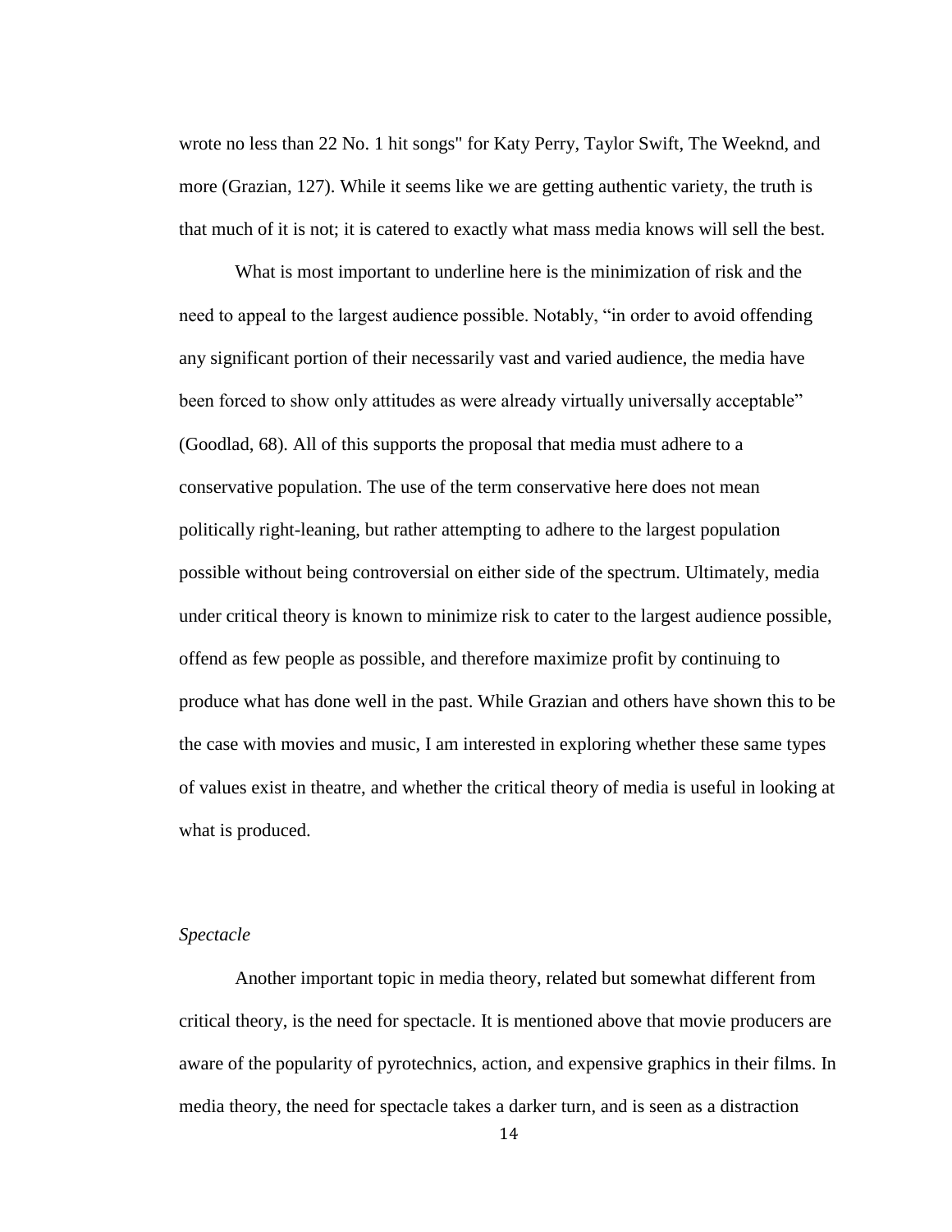wrote no less than 22 No. 1 hit songs" for Katy Perry, Taylor Swift, The Weeknd, and more (Grazian, 127). While it seems like we are getting authentic variety, the truth is that much of it is not; it is catered to exactly what mass media knows will sell the best.

What is most important to underline here is the minimization of risk and the need to appeal to the largest audience possible. Notably, "in order to avoid offending any significant portion of their necessarily vast and varied audience, the media have been forced to show only attitudes as were already virtually universally acceptable" (Goodlad, 68). All of this supports the proposal that media must adhere to a conservative population. The use of the term conservative here does not mean politically right-leaning, but rather attempting to adhere to the largest population possible without being controversial on either side of the spectrum. Ultimately, media under critical theory is known to minimize risk to cater to the largest audience possible, offend as few people as possible, and therefore maximize profit by continuing to produce what has done well in the past. While Grazian and others have shown this to be the case with movies and music, I am interested in exploring whether these same types of values exist in theatre, and whether the critical theory of media is useful in looking at what is produced.

### *Spectacle*

Another important topic in media theory, related but somewhat different from critical theory, is the need for spectacle. It is mentioned above that movie producers are aware of the popularity of pyrotechnics, action, and expensive graphics in their films. In media theory, the need for spectacle takes a darker turn, and is seen as a distraction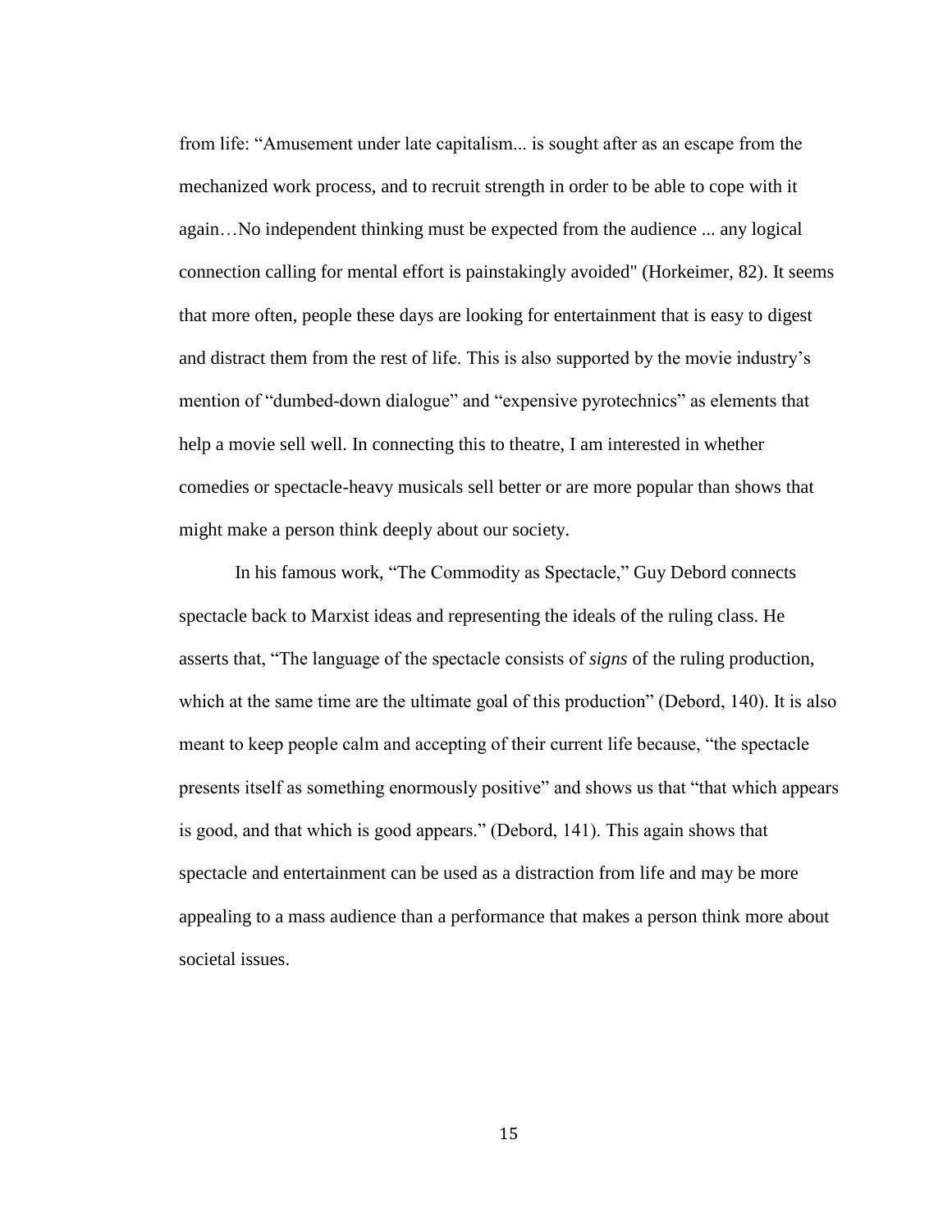from life: “Amusement under late capitalism... is sought after as an escape from the mechanized work process, and to recruit strength in order to be able to cope with it again…No independent thinking must be expected from the audience ... any logical connection calling for mental effort is painstakingly avoided" (Horkeimer, 82). It seems that more often, people these days are looking for entertainment that is easy to digest and distract them from the rest of life. This is also supported by the movie industry’s mention of “dumbed-down dialogue” and “expensive pyrotechnics” as elements that help a movie sell well. In connecting this to theatre, I am interested in whether comedies or spectacle-heavy musicals sell better or are more popular than shows that might make a person think deeply about our society.

In his famous work, “The Commodity as Spectacle,” Guy Debord connects spectacle back to Marxist ideas and representing the ideals of the ruling class. He asserts that, “The language of the spectacle consists of *signs* of the ruling production, which at the same time are the ultimate goal of this production” (Debord, 140). It is also meant to keep people calm and accepting of their current life because, “the spectacle presents itself as something enormously positive” and shows us that “that which appears is good, and that which is good appears.” (Debord, 141). This again shows that spectacle and entertainment can be used as a distraction from life and may be more appealing to a mass audience than a performance that makes a person think more about societal issues.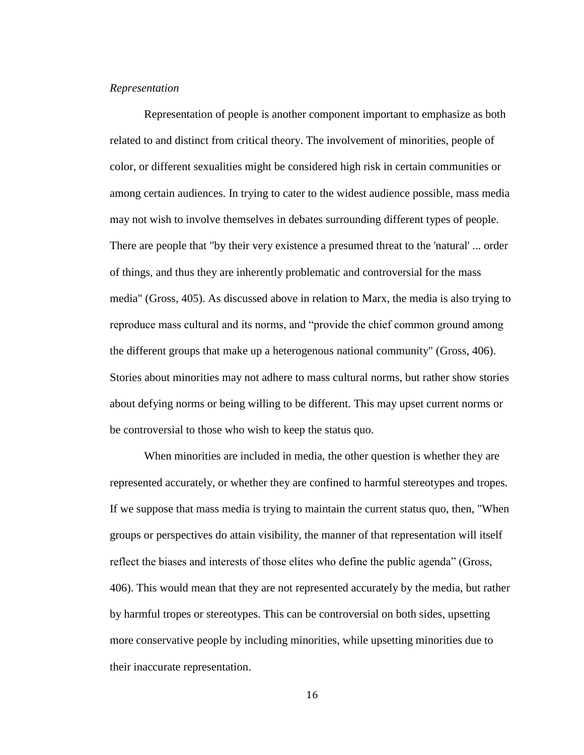*Representation*

Representation of people is another component important to emphasize as both related to and distinct from critical theory. The involvement of minorities, people of color, or different sexualities might be considered high risk in certain communities or among certain audiences. In trying to cater to the widest audience possible, mass media may not wish to involve themselves in debates surrounding different types of people. There are people that "by their very existence a presumed threat to the 'natural' ... order of things, and thus they are inherently problematic and controversial for the mass media" (Gross, 405). As discussed above in relation to Marx, the media is also trying to reproduce mass cultural and its norms, and "provide the chief common ground among the different groups that make up a heterogenous national community" (Gross, 406). Stories about minorities may not adhere to mass cultural norms, but rather show stories about defying norms or being willing to be different. This may upset current norms or be controversial to those who wish to keep the status quo.

When minorities are included in media, the other question is whether they are represented accurately, or whether they are confined to harmful stereotypes and tropes. If we suppose that mass media is trying to maintain the current status quo, then, "When groups or perspectives do attain visibility, the manner of that representation will itself reflect the biases and interests of those elites who define the public agenda" (Gross, 406). This would mean that they are not represented accurately by the media, but rather by harmful tropes or stereotypes. This can be controversial on both sides, upsetting more conservative people by including minorities, while upsetting minorities due to their inaccurate representation.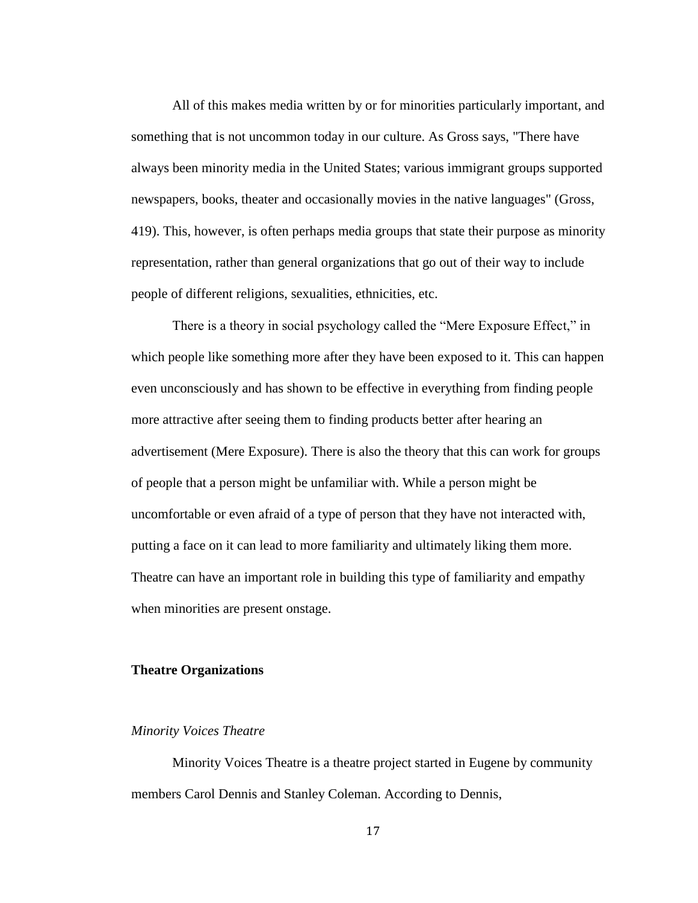All of this makes media written by or for minorities particularly important, and something that is not uncommon today in our culture. As Gross says, "There have always been minority media in the United States; various immigrant groups supported newspapers, books, theater and occasionally movies in the native languages" (Gross, 419). This, however, is often perhaps media groups that state their purpose as minority representation, rather than general organizations that go out of their way to include people of different religions, sexualities, ethnicities, etc.

There is a theory in social psychology called the "Mere Exposure Effect," in which people like something more after they have been exposed to it. This can happen even unconsciously and has shown to be effective in everything from finding people more attractive after seeing them to finding products better after hearing an advertisement (Mere Exposure). There is also the theory that this can work for groups of people that a person might be unfamiliar with. While a person might be uncomfortable or even afraid of a type of person that they have not interacted with, putting a face on it can lead to more familiarity and ultimately liking them more. Theatre can have an important role in building this type of familiarity and empathy when minorities are present onstage.

## Theatre Organizations

### *Minority Voices Theatre*

Minority Voices Theatre is a theatre project started in Eugene by community members Carol Dennis and Stanley Coleman. According to Dennis,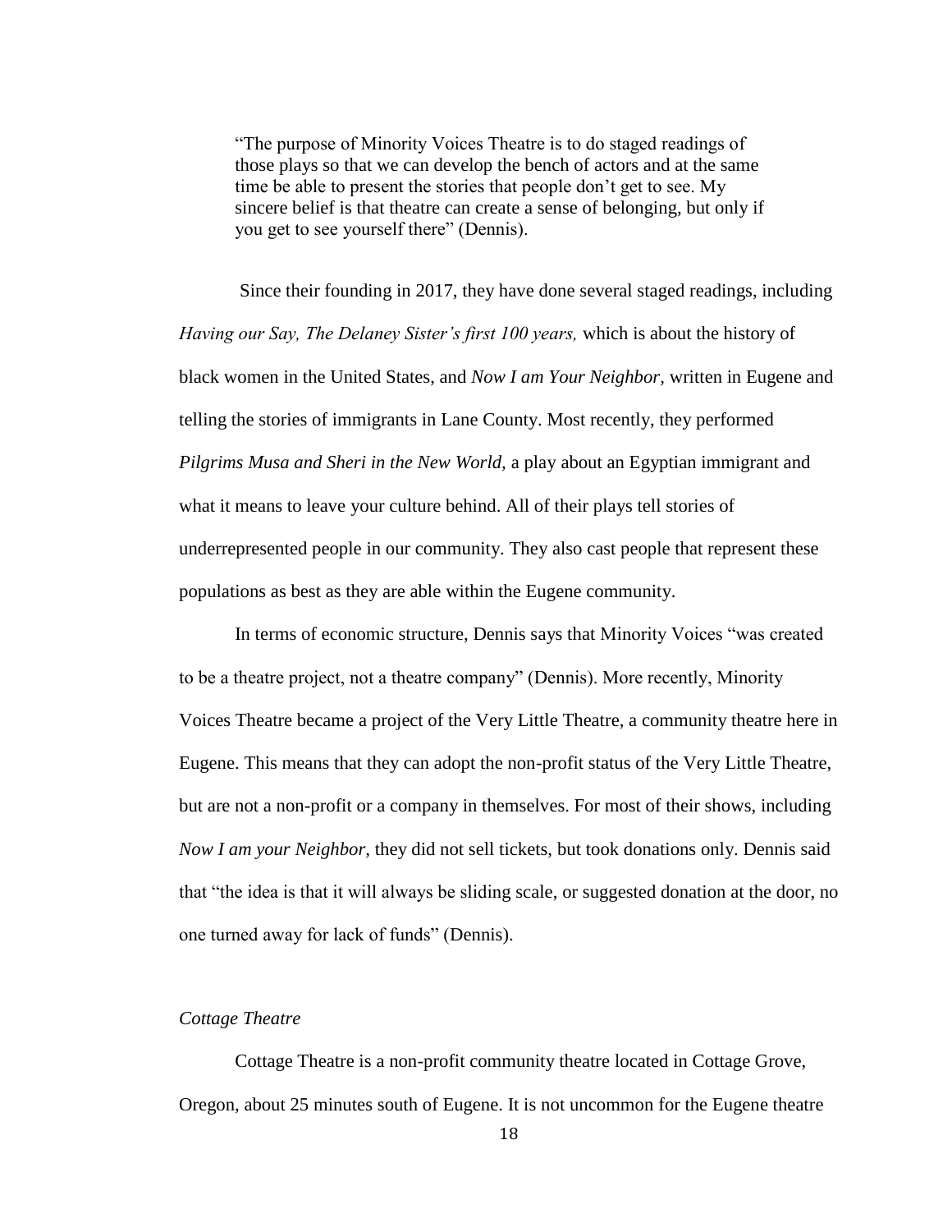> "The purpose of Minority Voices Theatre is to do staged readings of those plays so that we can develop the bench of actors and at the same time be able to present the stories that people don't get to see. My sincere belief is that theatre can create a sense of belonging, but only if you get to see yourself there" (Dennis).

Since their founding in 2017, they have done several staged readings, including *Having our Say, The Delaney Sister's first 100 years,* which is about the history of black women in the United States, and *Now I am Your Neighbor,* written in Eugene and telling the stories of immigrants in Lane County. Most recently, they performed *Pilgrims Musa and Sheri in the New World,* a play about an Egyptian immigrant and what it means to leave your culture behind. All of their plays tell stories of underrepresented people in our community. They also cast people that represent these populations as best as they are able within the Eugene community.

In terms of economic structure, Dennis says that Minority Voices "was created to be a theatre project, not a theatre company" (Dennis). More recently, Minority Voices Theatre became a project of the Very Little Theatre, a community theatre here in Eugene. This means that they can adopt the non-profit status of the Very Little Theatre, but are not a non-profit or a company in themselves. For most of their shows, including *Now I am your Neighbor,* they did not sell tickets, but took donations only. Dennis said that "the idea is that it will always be sliding scale, or suggested donation at the door, no one turned away for lack of funds" (Dennis).

*Cottage Theatre*

Cottage Theatre is a non-profit community theatre located in Cottage Grove, Oregon, about 25 minutes south of Eugene. It is not uncommon for the Eugene theatre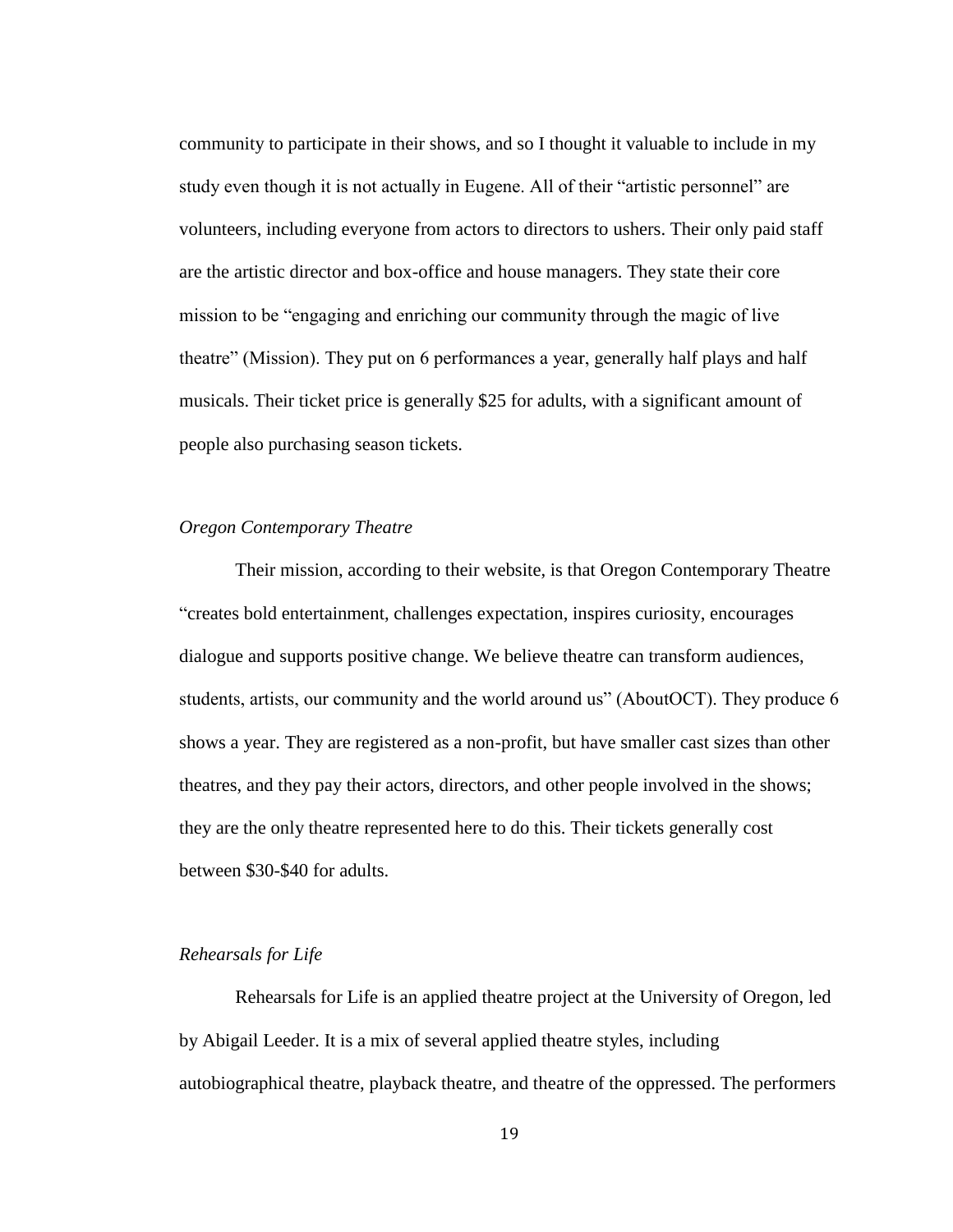community to participate in their shows, and so I thought it valuable to include in my study even though it is not actually in Eugene. All of their “artistic personnel” are volunteers, including everyone from actors to directors to ushers. Their only paid staff are the artistic director and box-office and house managers. They state their core mission to be “engaging and enriching our community through the magic of live theatre” (Mission). They put on 6 performances a year, generally half plays and half musicals. Their ticket price is generally $25 for adults, with a significant amount of people also purchasing season tickets.

*Oregon Contemporary Theatre*

Their mission, according to their website, is that Oregon Contemporary Theatre “creates bold entertainment, challenges expectation, inspires curiosity, encourages dialogue and supports positive change. We believe theatre can transform audiences, students, artists, our community and the world around us” (AboutOCT). They produce 6 shows a year. They are registered as a non-profit, but have smaller cast sizes than other theatres, and they pay their actors, directors, and other people involved in the shows; they are the only theatre represented here to do this. Their tickets generally cost between $30-$40 for adults.

*Rehearsals for Life*

Rehearsals for Life is an applied theatre project at the University of Oregon, led by Abigail Leeder. It is a mix of several applied theatre styles, including autobiographical theatre, playback theatre, and theatre of the oppressed. The performers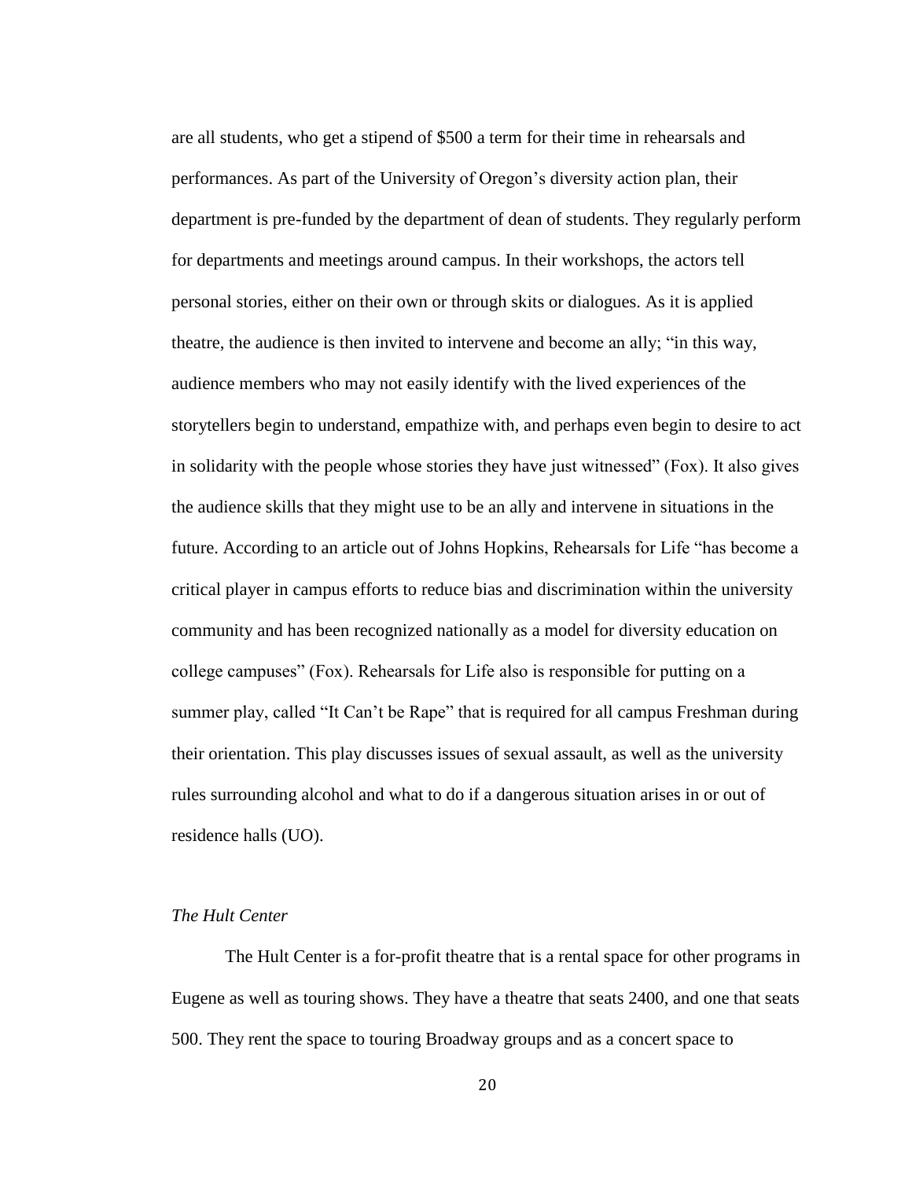are all students, who get a stipend of $500 a term for their time in rehearsals and performances. As part of the University of Oregon's diversity action plan, their department is pre-funded by the department of dean of students. They regularly perform for departments and meetings around campus. In their workshops, the actors tell personal stories, either on their own or through skits or dialogues. As it is applied theatre, the audience is then invited to intervene and become an ally; "in this way, audience members who may not easily identify with the lived experiences of the storytellers begin to understand, empathize with, and perhaps even begin to desire to act in solidarity with the people whose stories they have just witnessed" (Fox). It also gives the audience skills that they might use to be an ally and intervene in situations in the future. According to an article out of Johns Hopkins, Rehearsals for Life "has become a critical player in campus efforts to reduce bias and discrimination within the university community and has been recognized nationally as a model for diversity education on college campuses" (Fox). Rehearsals for Life also is responsible for putting on a summer play, called "It Can't be Rape" that is required for all campus Freshman during their orientation. This play discusses issues of sexual assault, as well as the university rules surrounding alcohol and what to do if a dangerous situation arises in or out of residence halls (UO).

*The Hult Center*

The Hult Center is a for-profit theatre that is a rental space for other programs in Eugene as well as touring shows. They have a theatre that seats 2400, and one that seats 500. They rent the space to touring Broadway groups and as a concert space to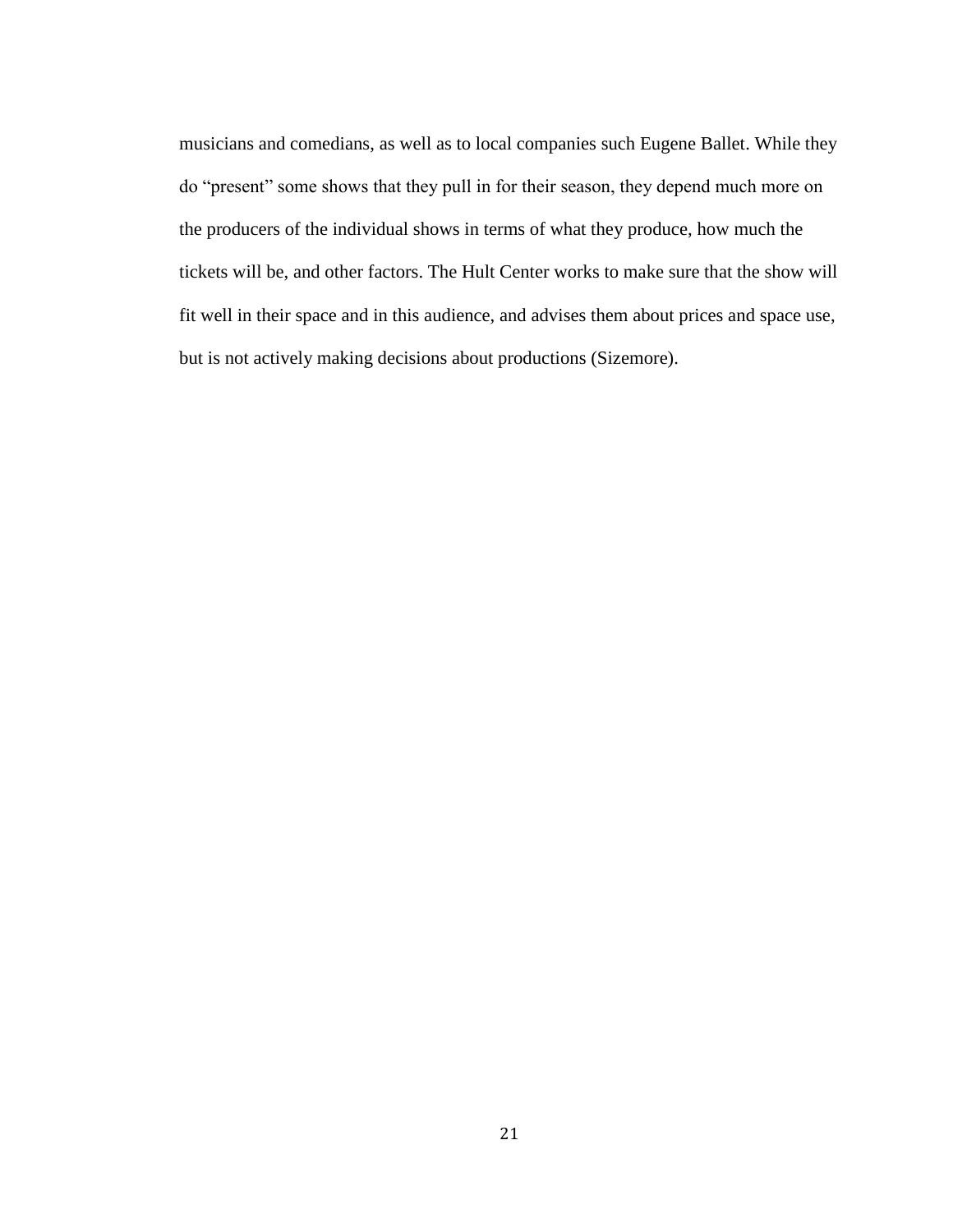musicians and comedians, as well as to local companies such Eugene Ballet. While they do “present” some shows that they pull in for their season, they depend much more on the producers of the individual shows in terms of what they produce, how much the tickets will be, and other factors. The Hult Center works to make sure that the show will fit well in their space and in this audience, and advises them about prices and space use, but is not actively making decisions about productions (Sizemore).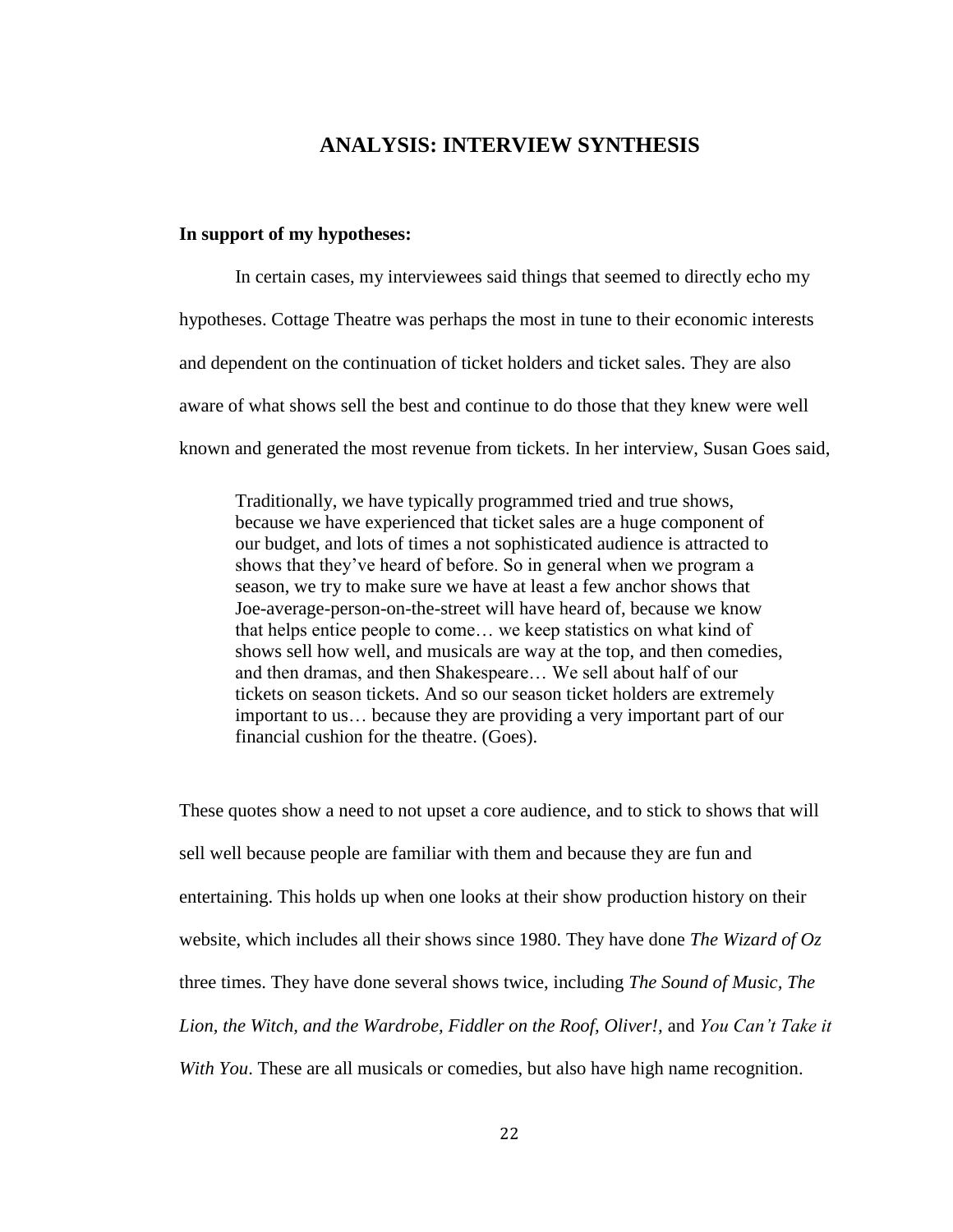## ANALYSIS: INTERVIEW SYNTHESIS

**In support of my hypotheses:**

In certain cases, my interviewees said things that seemed to directly echo my hypotheses. Cottage Theatre was perhaps the most in tune to their economic interests and dependent on the continuation of ticket holders and ticket sales. They are also aware of what shows sell the best and continue to do those that they knew were well known and generated the most revenue from tickets. In her interview, Susan Goes said,

> Traditionally, we have typically programmed tried and true shows, because we have experienced that ticket sales are a huge component of our budget, and lots of times a not sophisticated audience is attracted to shows that they've heard of before. So in general when we program a season, we try to make sure we have at least a few anchor shows that Joe-average-person-on-the-street will have heard of, because we know that helps entice people to come… we keep statistics on what kind of shows sell how well, and musicals are way at the top, and then comedies, and then dramas, and then Shakespeare… We sell about half of our tickets on season tickets. And so our season ticket holders are extremely important to us… because they are providing a very important part of our financial cushion for the theatre. (Goes).

These quotes show a need to not upset a core audience, and to stick to shows that will sell well because people are familiar with them and because they are fun and entertaining. This holds up when one looks at their show production history on their website, which includes all their shows since 1980. They have done *The Wizard of Oz* three times. They have done several shows twice, including *The Sound of Music*, *The Lion, the Witch, and the Wardrobe*, *Fiddler on the Roof*, *Oliver!*, and *You Can't Take it With You*. These are all musicals or comedies, but also have high name recognition.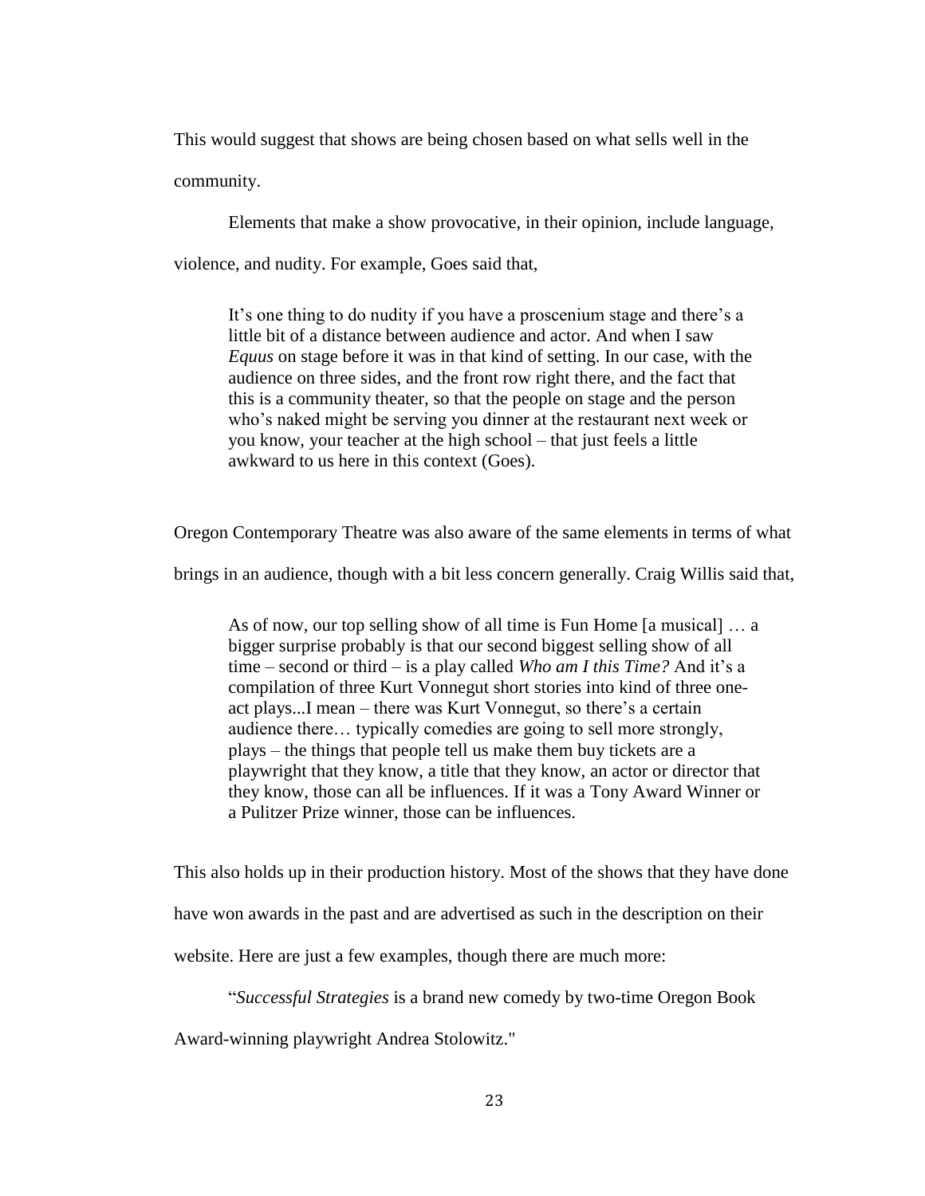This would suggest that shows are being chosen based on what sells well in the community.

Elements that make a show provocative, in their opinion, include language, violence, and nudity. For example, Goes said that,

> It's one thing to do nudity if you have a proscenium stage and there's a little bit of a distance between audience and actor. And when I saw *Equus* on stage before it was in that kind of setting. In our case, with the audience on three sides, and the front row right there, and the fact that this is a community theater, so that the people on stage and the person who's naked might be serving you dinner at the restaurant next week or you know, your teacher at the high school – that just feels a little awkward to us here in this context (Goes).

Oregon Contemporary Theatre was also aware of the same elements in terms of what brings in an audience, though with a bit less concern generally. Craig Willis said that,

> As of now, our top selling show of all time is Fun Home [a musical] … a bigger surprise probably is that our second biggest selling show of all time – second or third – is a play called *Who am I this Time?* And it's a compilation of three Kurt Vonnegut short stories into kind of three one-act plays...I mean – there was Kurt Vonnegut, so there's a certain audience there… typically comedies are going to sell more strongly, plays – the things that people tell us make them buy tickets are a playwright that they know, a title that they know, an actor or director that they know, those can all be influences. If it was a Tony Award Winner or a Pulitzer Prize winner, those can be influences.

This also holds up in their production history. Most of the shows that they have done have won awards in the past and are advertised as such in the description on their website. Here are just a few examples, though there are much more:

"*Successful Strategies* is a brand new comedy by two-time Oregon Book Award-winning playwright Andrea Stolowitz."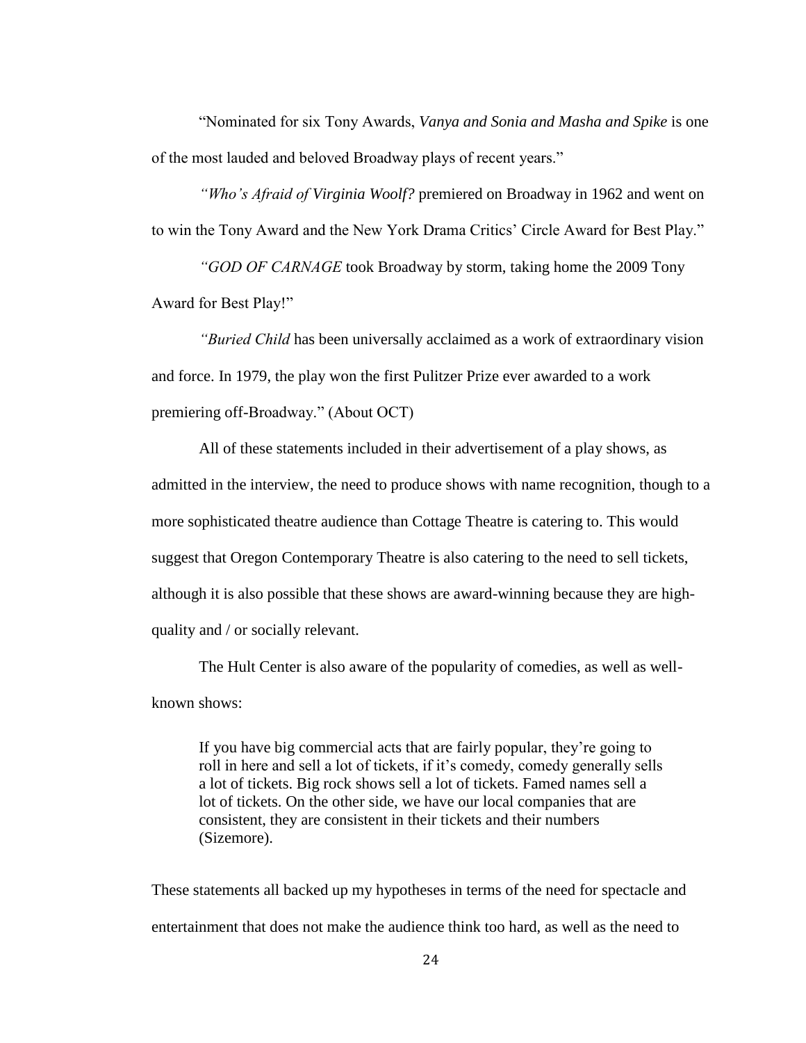"Nominated for six Tony Awards, *Vanya and Sonia and Masha and Spike* is one of the most lauded and beloved Broadway plays of recent years."

*"Who's Afraid of Virginia Woolf?* premiered on Broadway in 1962 and went on to win the Tony Award and the New York Drama Critics' Circle Award for Best Play."

*"GOD OF CARNAGE* took Broadway by storm, taking home the 2009 Tony Award for Best Play!"

*"Buried Child* has been universally acclaimed as a work of extraordinary vision and force. In 1979, the play won the first Pulitzer Prize ever awarded to a work premiering off-Broadway." (About OCT)

All of these statements included in their advertisement of a play shows, as admitted in the interview, the need to produce shows with name recognition, though to a more sophisticated theatre audience than Cottage Theatre is catering to. This would suggest that Oregon Contemporary Theatre is also catering to the need to sell tickets, although it is also possible that these shows are award-winning because they are high-quality and / or socially relevant.

The Hult Center is also aware of the popularity of comedies, as well as well-known shows:

> If you have big commercial acts that are fairly popular, they're going to roll in here and sell a lot of tickets, if it's comedy, comedy generally sells a lot of tickets. Big rock shows sell a lot of tickets. Famed names sell a lot of tickets. On the other side, we have our local companies that are consistent, they are consistent in their tickets and their numbers (Sizemore).

These statements all backed up my hypotheses in terms of the need for spectacle and entertainment that does not make the audience think too hard, as well as the need to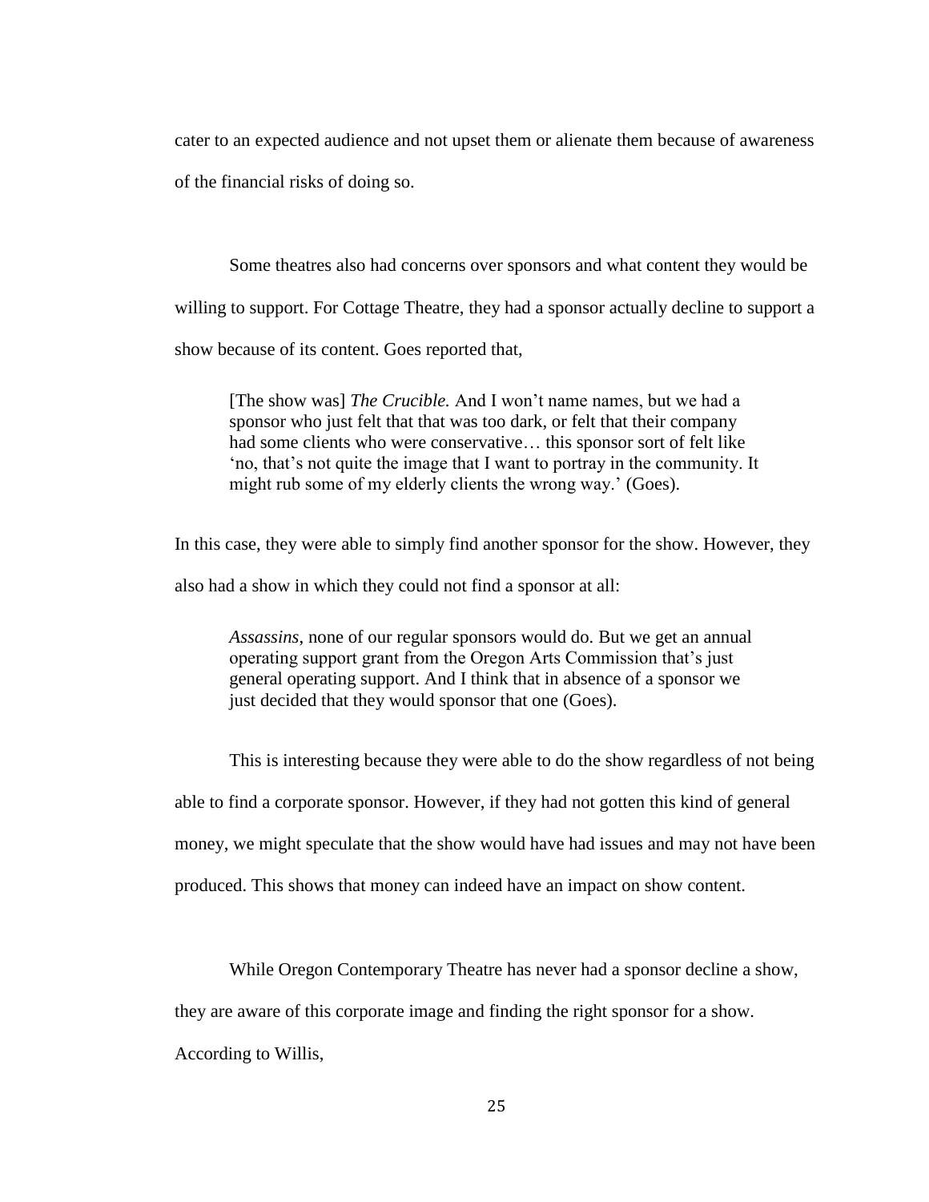cater to an expected audience and not upset them or alienate them because of awareness of the financial risks of doing so.

Some theatres also had concerns over sponsors and what content they would be willing to support. For Cottage Theatre, they had a sponsor actually decline to support a show because of its content. Goes reported that,

> [The show was] *The Crucible.* And I won't name names, but we had a sponsor who just felt that that was too dark, or felt that their company had some clients who were conservative… this sponsor sort of felt like 'no, that's not quite the image that I want to portray in the community. It might rub some of my elderly clients the wrong way.' (Goes).

In this case, they were able to simply find another sponsor for the show. However, they also had a show in which they could not find a sponsor at all:

> *Assassins*, none of our regular sponsors would do. But we get an annual operating support grant from the Oregon Arts Commission that's just general operating support. And I think that in absence of a sponsor we just decided that they would sponsor that one (Goes).

This is interesting because they were able to do the show regardless of not being able to find a corporate sponsor. However, if they had not gotten this kind of general money, we might speculate that the show would have had issues and may not have been produced. This shows that money can indeed have an impact on show content.

While Oregon Contemporary Theatre has never had a sponsor decline a show, they are aware of this corporate image and finding the right sponsor for a show. According to Willis,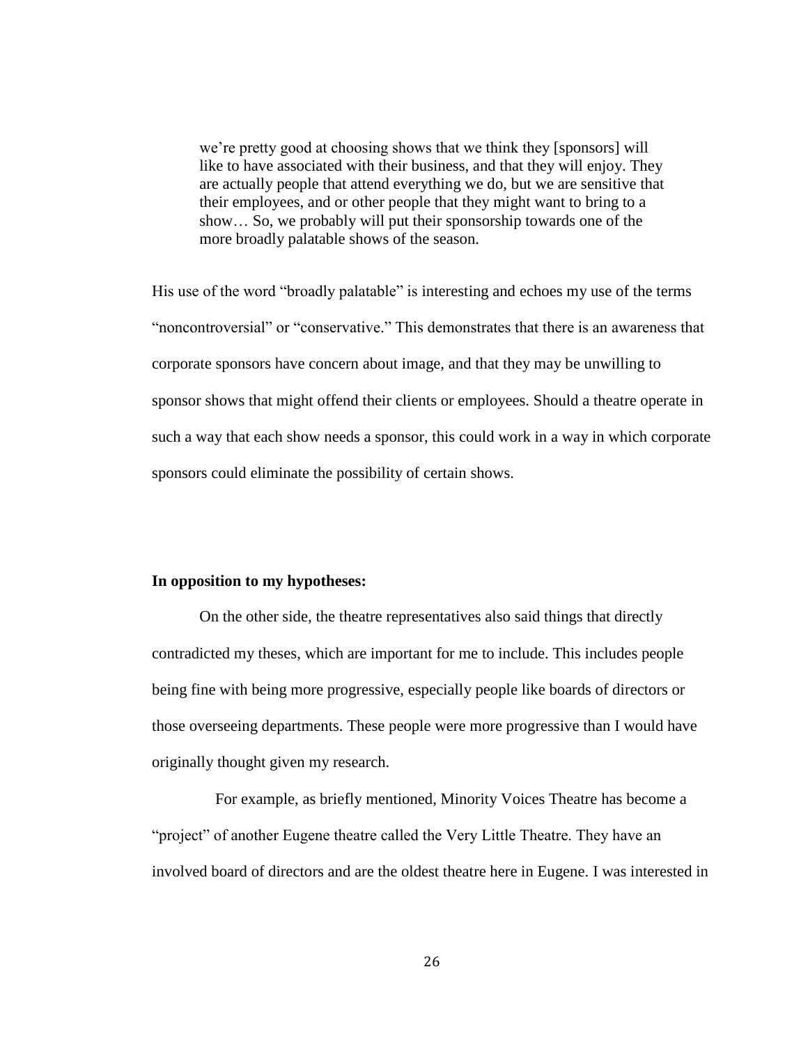> we're pretty good at choosing shows that we think they [sponsors] will like to have associated with their business, and that they will enjoy. They are actually people that attend everything we do, but we are sensitive that their employees, and or other people that they might want to bring to a show… So, we probably will put their sponsorship towards one of the more broadly palatable shows of the season.

His use of the word "broadly palatable" is interesting and echoes my use of the terms "noncontroversial" or "conservative." This demonstrates that there is an awareness that corporate sponsors have concern about image, and that they may be unwilling to sponsor shows that might offend their clients or employees. Should a theatre operate in such a way that each show needs a sponsor, this could work in a way in which corporate sponsors could eliminate the possibility of certain shows.

**In opposition to my hypotheses:**

On the other side, the theatre representatives also said things that directly contradicted my theses, which are important for me to include. This includes people being fine with being more progressive, especially people like boards of directors or those overseeing departments. These people were more progressive than I would have originally thought given my research.

For example, as briefly mentioned, Minority Voices Theatre has become a "project" of another Eugene theatre called the Very Little Theatre. They have an involved board of directors and are the oldest theatre here in Eugene. I was interested in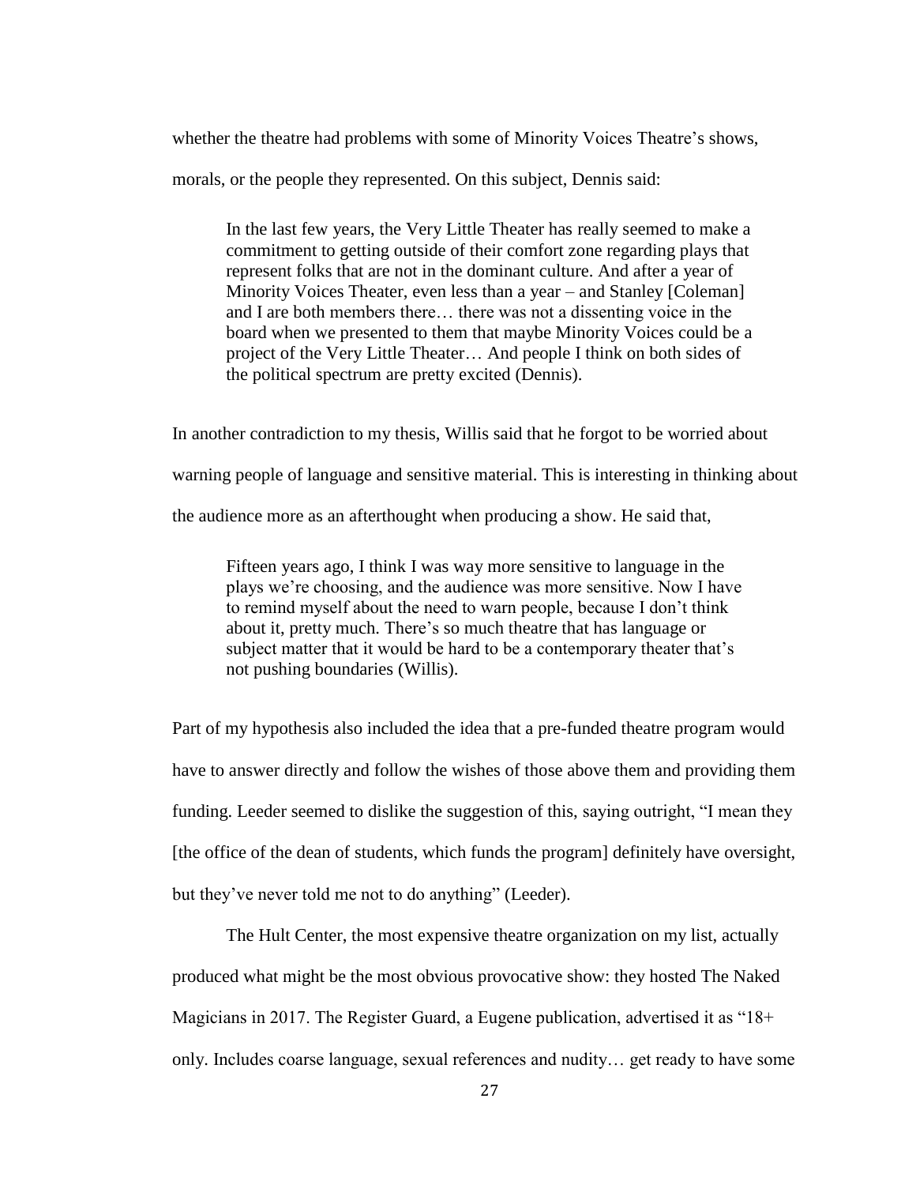whether the theatre had problems with some of Minority Voices Theatre's shows, morals, or the people they represented. On this subject, Dennis said:

> In the last few years, the Very Little Theater has really seemed to make a commitment to getting outside of their comfort zone regarding plays that represent folks that are not in the dominant culture. And after a year of Minority Voices Theater, even less than a year – and Stanley [Coleman] and I are both members there… there was not a dissenting voice in the board when we presented to them that maybe Minority Voices could be a project of the Very Little Theater… And people I think on both sides of the political spectrum are pretty excited (Dennis).

In another contradiction to my thesis, Willis said that he forgot to be worried about warning people of language and sensitive material. This is interesting in thinking about the audience more as an afterthought when producing a show. He said that,

> Fifteen years ago, I think I was way more sensitive to language in the plays we're choosing, and the audience was more sensitive. Now I have to remind myself about the need to warn people, because I don't think about it, pretty much. There's so much theatre that has language or subject matter that it would be hard to be a contemporary theater that's not pushing boundaries (Willis).

Part of my hypothesis also included the idea that a pre-funded theatre program would have to answer directly and follow the wishes of those above them and providing them funding. Leeder seemed to dislike the suggestion of this, saying outright, "I mean they [the office of the dean of students, which funds the program] definitely have oversight, but they've never told me not to do anything" (Leeder).

The Hult Center, the most expensive theatre organization on my list, actually produced what might be the most obvious provocative show: they hosted The Naked Magicians in 2017. The Register Guard, a Eugene publication, advertised it as "18+ only. Includes coarse language, sexual references and nudity… get ready to have some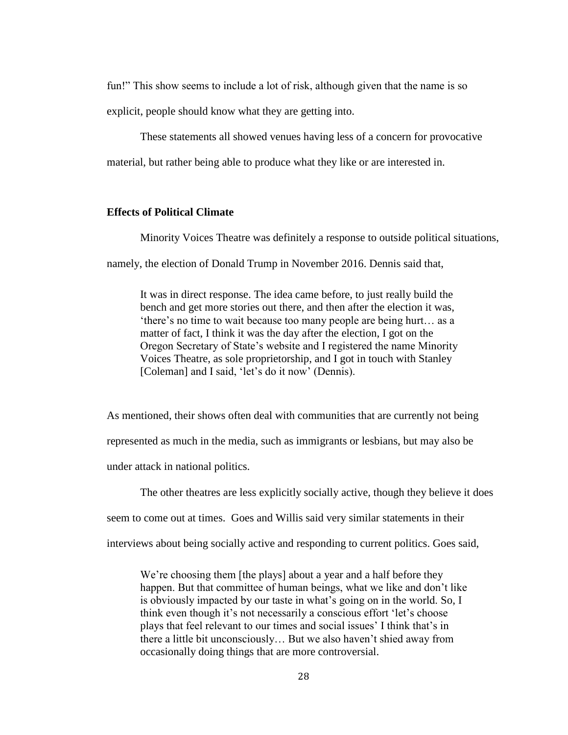fun!" This show seems to include a lot of risk, although given that the name is so explicit, people should know what they are getting into.

These statements all showed venues having less of a concern for provocative material, but rather being able to produce what they like or are interested in.

### Effects of Political Climate

Minority Voices Theatre was definitely a response to outside political situations, namely, the election of Donald Trump in November 2016. Dennis said that,

> It was in direct response. The idea came before, to just really build the bench and get more stories out there, and then after the election it was, 'there's no time to wait because too many people are being hurt… as a matter of fact, I think it was the day after the election, I got on the Oregon Secretary of State's website and I registered the name Minority Voices Theatre, as sole proprietorship, and I got in touch with Stanley [Coleman] and I said, 'let's do it now' (Dennis).

As mentioned, their shows often deal with communities that are currently not being represented as much in the media, such as immigrants or lesbians, but may also be under attack in national politics.

The other theatres are less explicitly socially active, though they believe it does seem to come out at times. Goes and Willis said very similar statements in their interviews about being socially active and responding to current politics. Goes said,

> We're choosing them [the plays] about a year and a half before they happen. But that committee of human beings, what we like and don't like is obviously impacted by our taste in what's going on in the world. So, I think even though it's not necessarily a conscious effort 'let's choose plays that feel relevant to our times and social issues' I think that's in there a little bit unconsciously… But we also haven't shied away from occasionally doing things that are more controversial.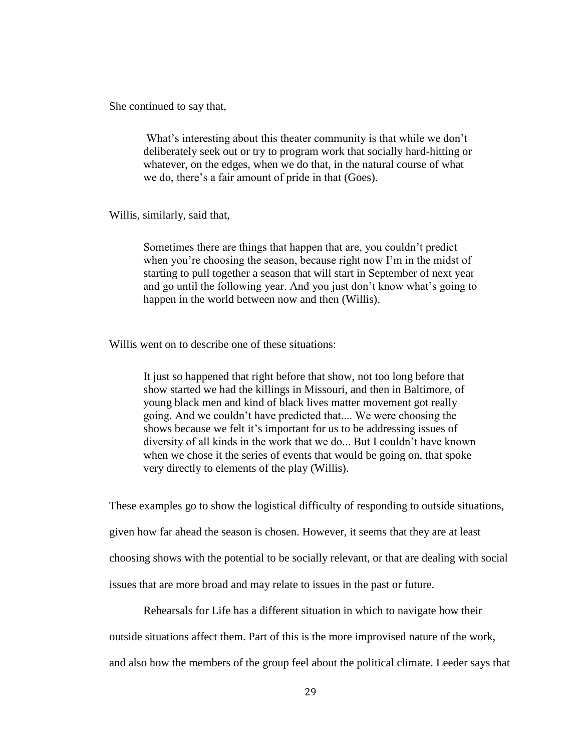She continued to say that,

> What's interesting about this theater community is that while we don't deliberately seek out or try to program work that socially hard-hitting or whatever, on the edges, when we do that, in the natural course of what we do, there's a fair amount of pride in that (Goes).

Willis, similarly, said that,

> Sometimes there are things that happen that are, you couldn't predict when you're choosing the season, because right now I'm in the midst of starting to pull together a season that will start in September of next year and go until the following year. And you just don't know what's going to happen in the world between now and then (Willis).

Willis went on to describe one of these situations:

> It just so happened that right before that show, not too long before that show started we had the killings in Missouri, and then in Baltimore, of young black men and kind of black lives matter movement got really going. And we couldn't have predicted that.... We were choosing the shows because we felt it's important for us to be addressing issues of diversity of all kinds in the work that we do... But I couldn't have known when we chose it the series of events that would be going on, that spoke very directly to elements of the play (Willis).

These examples go to show the logistical difficulty of responding to outside situations, given how far ahead the season is chosen. However, it seems that they are at least choosing shows with the potential to be socially relevant, or that are dealing with social issues that are more broad and may relate to issues in the past or future.

Rehearsals for Life has a different situation in which to navigate how their outside situations affect them. Part of this is the more improvised nature of the work, and also how the members of the group feel about the political climate. Leeder says that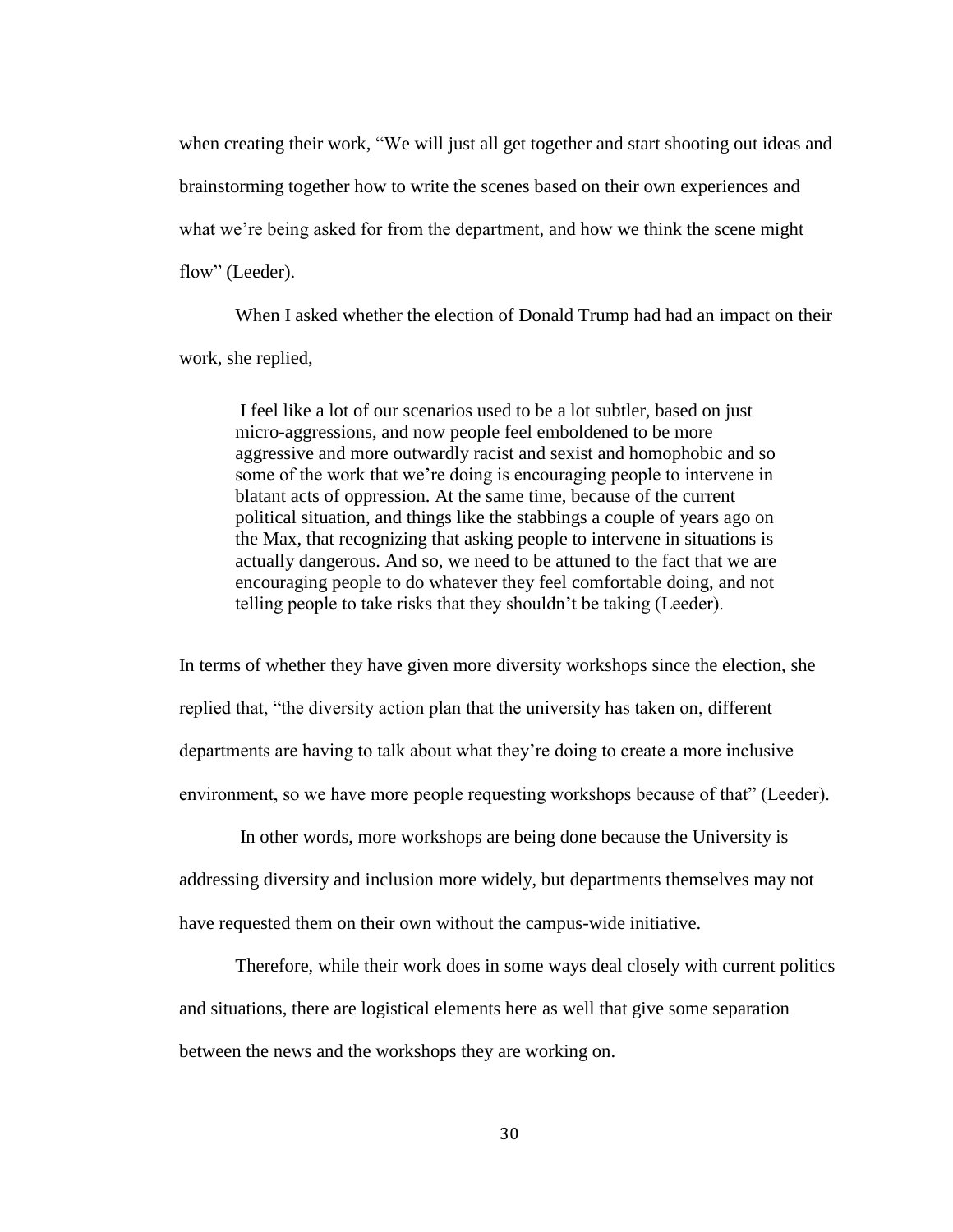when creating their work, "We will just all get together and start shooting out ideas and brainstorming together how to write the scenes based on their own experiences and what we're being asked for from the department, and how we think the scene might flow" (Leeder).

When I asked whether the election of Donald Trump had had an impact on their work, she replied,

> I feel like a lot of our scenarios used to be a lot subtler, based on just micro-aggressions, and now people feel emboldened to be more aggressive and more outwardly racist and sexist and homophobic and so some of the work that we're doing is encouraging people to intervene in blatant acts of oppression. At the same time, because of the current political situation, and things like the stabbings a couple of years ago on the Max, that recognizing that asking people to intervene in situations is actually dangerous. And so, we need to be attuned to the fact that we are encouraging people to do whatever they feel comfortable doing, and not telling people to take risks that they shouldn't be taking (Leeder).

In terms of whether they have given more diversity workshops since the election, she replied that, "the diversity action plan that the university has taken on, different departments are having to talk about what they're doing to create a more inclusive environment, so we have more people requesting workshops because of that" (Leeder).

In other words, more workshops are being done because the University is addressing diversity and inclusion more widely, but departments themselves may not have requested them on their own without the campus-wide initiative.

Therefore, while their work does in some ways deal closely with current politics and situations, there are logistical elements here as well that give some separation between the news and the workshops they are working on.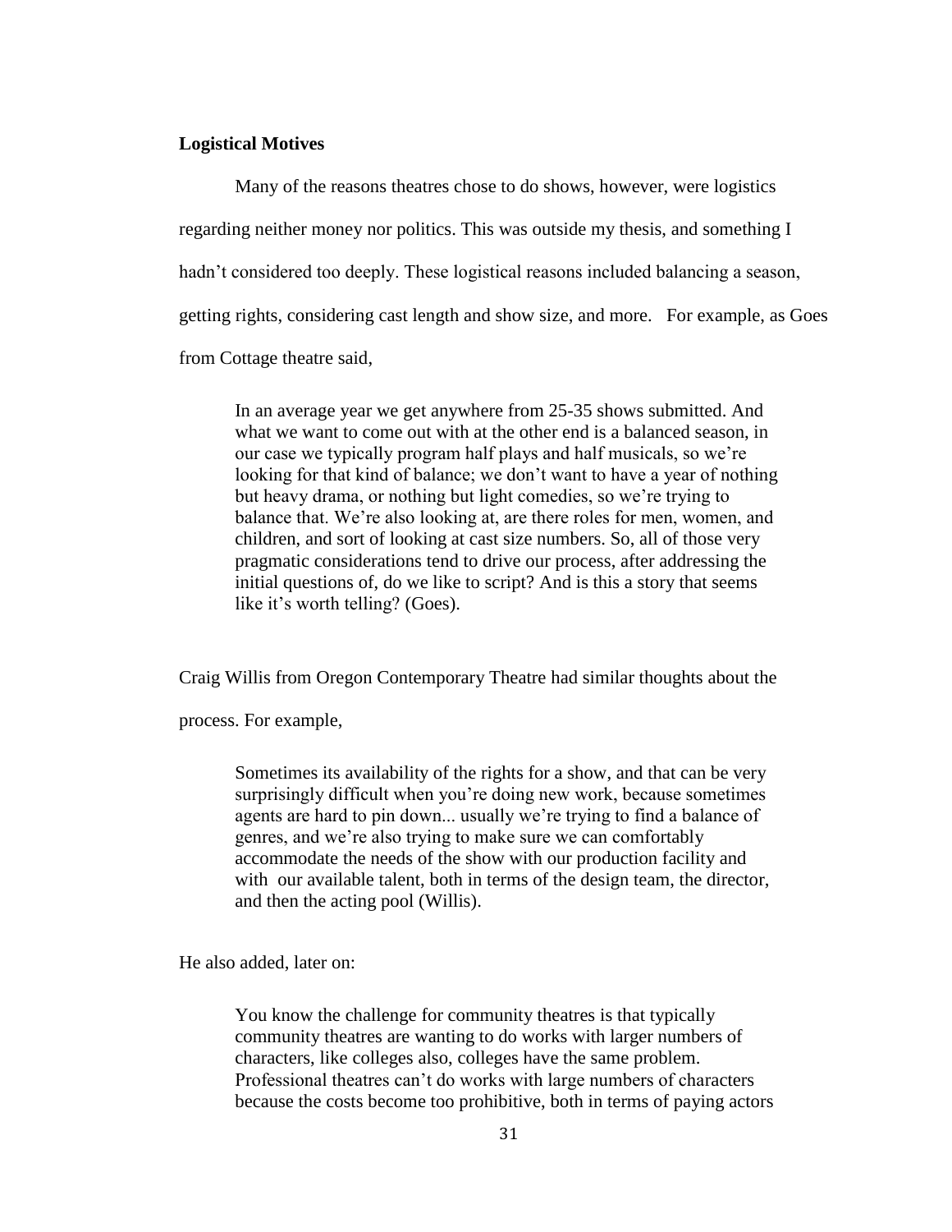**Logistical Motives**

Many of the reasons theatres chose to do shows, however, were logistics regarding neither money nor politics. This was outside my thesis, and something I hadn't considered too deeply. These logistical reasons included balancing a season, getting rights, considering cast length and show size, and more. For example, as Goes from Cottage theatre said,

> In an average year we get anywhere from 25-35 shows submitted. And what we want to come out with at the other end is a balanced season, in our case we typically program half plays and half musicals, so we're looking for that kind of balance; we don't want to have a year of nothing but heavy drama, or nothing but light comedies, so we're trying to balance that. We're also looking at, are there roles for men, women, and children, and sort of looking at cast size numbers. So, all of those very pragmatic considerations tend to drive our process, after addressing the initial questions of, do we like to script? And is this a story that seems like it's worth telling? (Goes).

Craig Willis from Oregon Contemporary Theatre had similar thoughts about the process. For example,

> Sometimes its availability of the rights for a show, and that can be very surprisingly difficult when you're doing new work, because sometimes agents are hard to pin down... usually we're trying to find a balance of genres, and we're also trying to make sure we can comfortably accommodate the needs of the show with our production facility and with our available talent, both in terms of the design team, the director, and then the acting pool (Willis).

He also added, later on:

> You know the challenge for community theatres is that typically community theatres are wanting to do works with larger numbers of characters, like colleges also, colleges have the same problem. Professional theatres can't do works with large numbers of characters because the costs become too prohibitive, both in terms of paying actors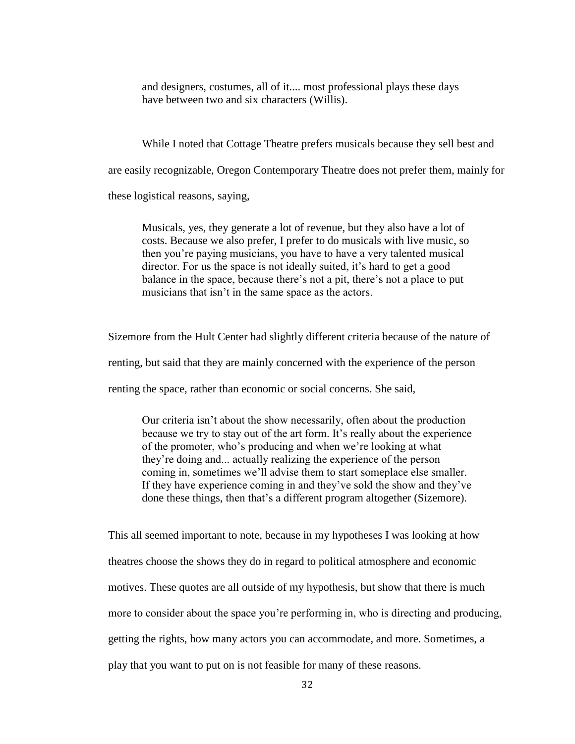> and designers, costumes, all of it.... most professional plays these days have between two and six characters (Willis).

While I noted that Cottage Theatre prefers musicals because they sell best and are easily recognizable, Oregon Contemporary Theatre does not prefer them, mainly for these logistical reasons, saying,

> Musicals, yes, they generate a lot of revenue, but they also have a lot of costs. Because we also prefer, I prefer to do musicals with live music, so then you're paying musicians, you have to have a very talented musical director. For us the space is not ideally suited, it's hard to get a good balance in the space, because there's not a pit, there's not a place to put musicians that isn't in the same space as the actors.

Sizemore from the Hult Center had slightly different criteria because of the nature of renting, but said that they are mainly concerned with the experience of the person renting the space, rather than economic or social concerns. She said,

> Our criteria isn't about the show necessarily, often about the production because we try to stay out of the art form. It's really about the experience of the promoter, who's producing and when we're looking at what they're doing and... actually realizing the experience of the person coming in, sometimes we'll advise them to start someplace else smaller. If they have experience coming in and they've sold the show and they've done these things, then that's a different program altogether (Sizemore).

This all seemed important to note, because in my hypotheses I was looking at how theatres choose the shows they do in regard to political atmosphere and economic motives. These quotes are all outside of my hypothesis, but show that there is much more to consider about the space you're performing in, who is directing and producing, getting the rights, how many actors you can accommodate, and more. Sometimes, a play that you want to put on is not feasible for many of these reasons.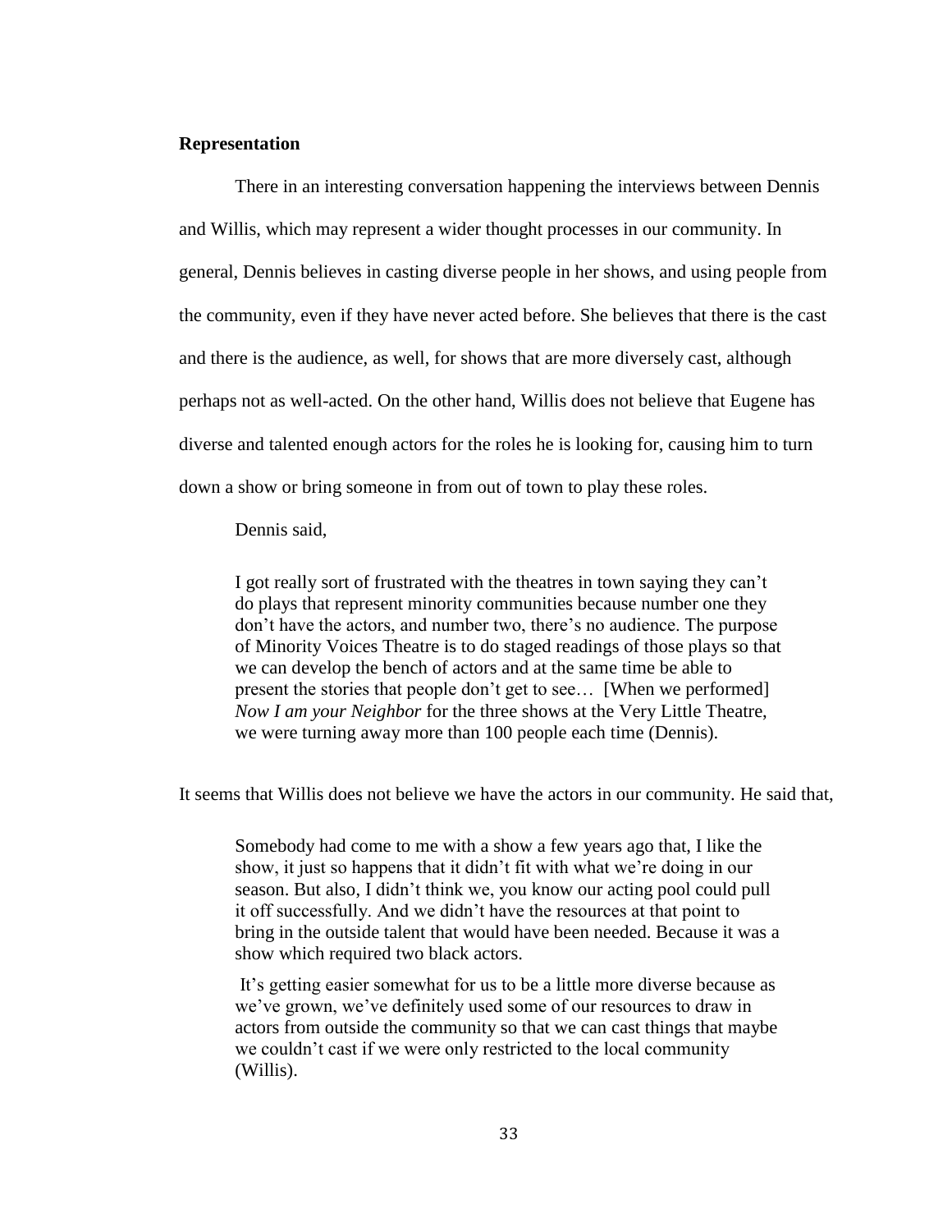**Representation**

There in an interesting conversation happening the interviews between Dennis and Willis, which may represent a wider thought processes in our community. In general, Dennis believes in casting diverse people in her shows, and using people from the community, even if they have never acted before. She believes that there is the cast and there is the audience, as well, for shows that are more diversely cast, although perhaps not as well-acted. On the other hand, Willis does not believe that Eugene has diverse and talented enough actors for the roles he is looking for, causing him to turn down a show or bring someone in from out of town to play these roles.

Dennis said,

> I got really sort of frustrated with the theatres in town saying they can't do plays that represent minority communities because number one they don't have the actors, and number two, there's no audience. The purpose of Minority Voices Theatre is to do staged readings of those plays so that we can develop the bench of actors and at the same time be able to present the stories that people don't get to see… [When we performed] *Now I am your Neighbor* for the three shows at the Very Little Theatre, we were turning away more than 100 people each time (Dennis).

It seems that Willis does not believe we have the actors in our community. He said that,

> Somebody had come to me with a show a few years ago that, I like the show, it just so happens that it didn't fit with what we're doing in our season. But also, I didn't think we, you know our acting pool could pull it off successfully. And we didn't have the resources at that point to bring in the outside talent that would have been needed. Because it was a show which required two black actors.
>
> It's getting easier somewhat for us to be a little more diverse because as we've grown, we've definitely used some of our resources to draw in actors from outside the community so that we can cast things that maybe we couldn't cast if we were only restricted to the local community (Willis).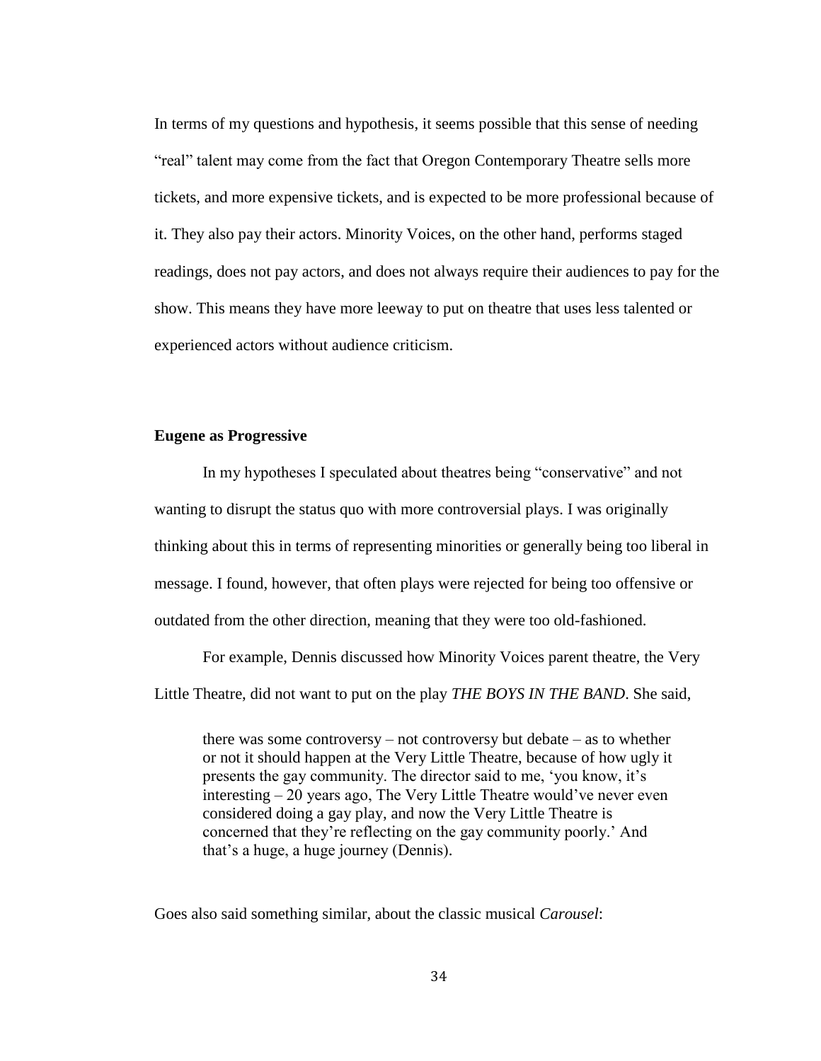In terms of my questions and hypothesis, it seems possible that this sense of needing "real" talent may come from the fact that Oregon Contemporary Theatre sells more tickets, and more expensive tickets, and is expected to be more professional because of it. They also pay their actors. Minority Voices, on the other hand, performs staged readings, does not pay actors, and does not always require their audiences to pay for the show. This means they have more leeway to put on theatre that uses less talented or experienced actors without audience criticism.

**Eugene as Progressive**

In my hypotheses I speculated about theatres being "conservative" and not wanting to disrupt the status quo with more controversial plays. I was originally thinking about this in terms of representing minorities or generally being too liberal in message. I found, however, that often plays were rejected for being too offensive or outdated from the other direction, meaning that they were too old-fashioned.

For example, Dennis discussed how Minority Voices parent theatre, the Very Little Theatre, did not want to put on the play *THE BOYS IN THE BAND*. She said,

> there was some controversy – not controversy but debate – as to whether or not it should happen at the Very Little Theatre, because of how ugly it presents the gay community. The director said to me, 'you know, it's interesting – 20 years ago, The Very Little Theatre would've never even considered doing a gay play, and now the Very Little Theatre is concerned that they're reflecting on the gay community poorly.' And that's a huge, a huge journey (Dennis).

Goes also said something similar, about the classic musical *Carousel*: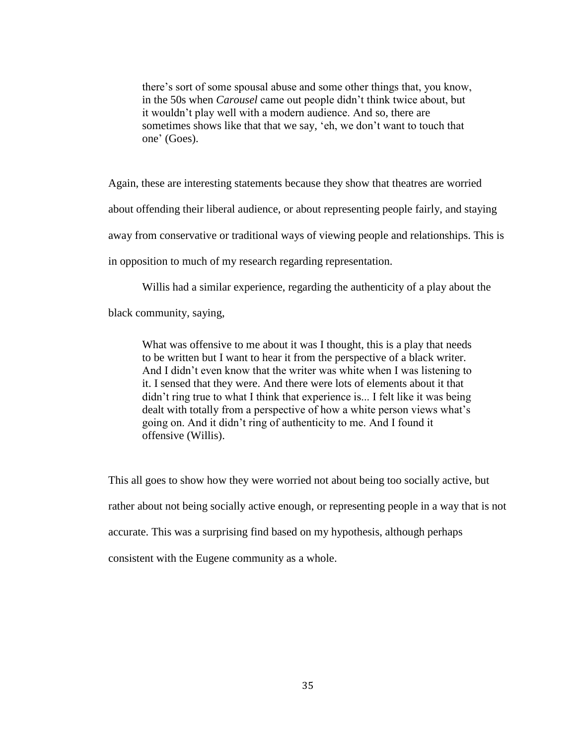> there's sort of some spousal abuse and some other things that, you know, in the 50s when *Carousel* came out people didn't think twice about, but it wouldn't play well with a modern audience. And so, there are sometimes shows like that that we say, 'eh, we don't want to touch that one' (Goes).

Again, these are interesting statements because they show that theatres are worried about offending their liberal audience, or about representing people fairly, and staying away from conservative or traditional ways of viewing people and relationships. This is in opposition to much of my research regarding representation.

Willis had a similar experience, regarding the authenticity of a play about the black community, saying,

> What was offensive to me about it was I thought, this is a play that needs to be written but I want to hear it from the perspective of a black writer. And I didn't even know that the writer was white when I was listening to it. I sensed that they were. And there were lots of elements about it that didn't ring true to what I think that experience is... I felt like it was being dealt with totally from a perspective of how a white person views what's going on. And it didn't ring of authenticity to me. And I found it offensive (Willis).

This all goes to show how they were worried not about being too socially active, but rather about not being socially active enough, or representing people in a way that is not accurate. This was a surprising find based on my hypothesis, although perhaps consistent with the Eugene community as a whole.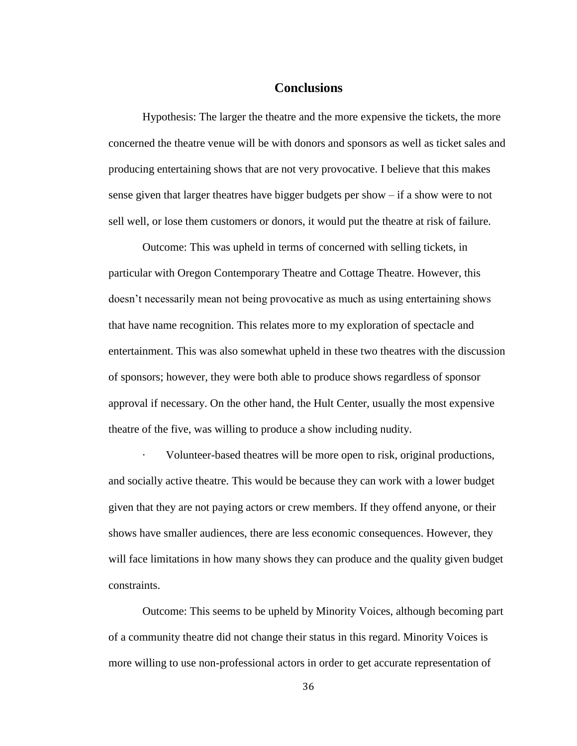## Conclusions

Hypothesis: The larger the theatre and the more expensive the tickets, the more concerned the theatre venue will be with donors and sponsors as well as ticket sales and producing entertaining shows that are not very provocative. I believe that this makes sense given that larger theatres have bigger budgets per show – if a show were to not sell well, or lose them customers or donors, it would put the theatre at risk of failure.

Outcome: This was upheld in terms of concerned with selling tickets, in particular with Oregon Contemporary Theatre and Cottage Theatre. However, this doesn't necessarily mean not being provocative as much as using entertaining shows that have name recognition. This relates more to my exploration of spectacle and entertainment. This was also somewhat upheld in these two theatres with the discussion of sponsors; however, they were both able to produce shows regardless of sponsor approval if necessary. On the other hand, the Hult Center, usually the most expensive theatre of the five, was willing to produce a show including nudity.

· Volunteer-based theatres will be more open to risk, original productions, and socially active theatre. This would be because they can work with a lower budget given that they are not paying actors or crew members. If they offend anyone, or their shows have smaller audiences, there are less economic consequences. However, they will face limitations in how many shows they can produce and the quality given budget constraints.

Outcome: This seems to be upheld by Minority Voices, although becoming part of a community theatre did not change their status in this regard. Minority Voices is more willing to use non-professional actors in order to get accurate representation of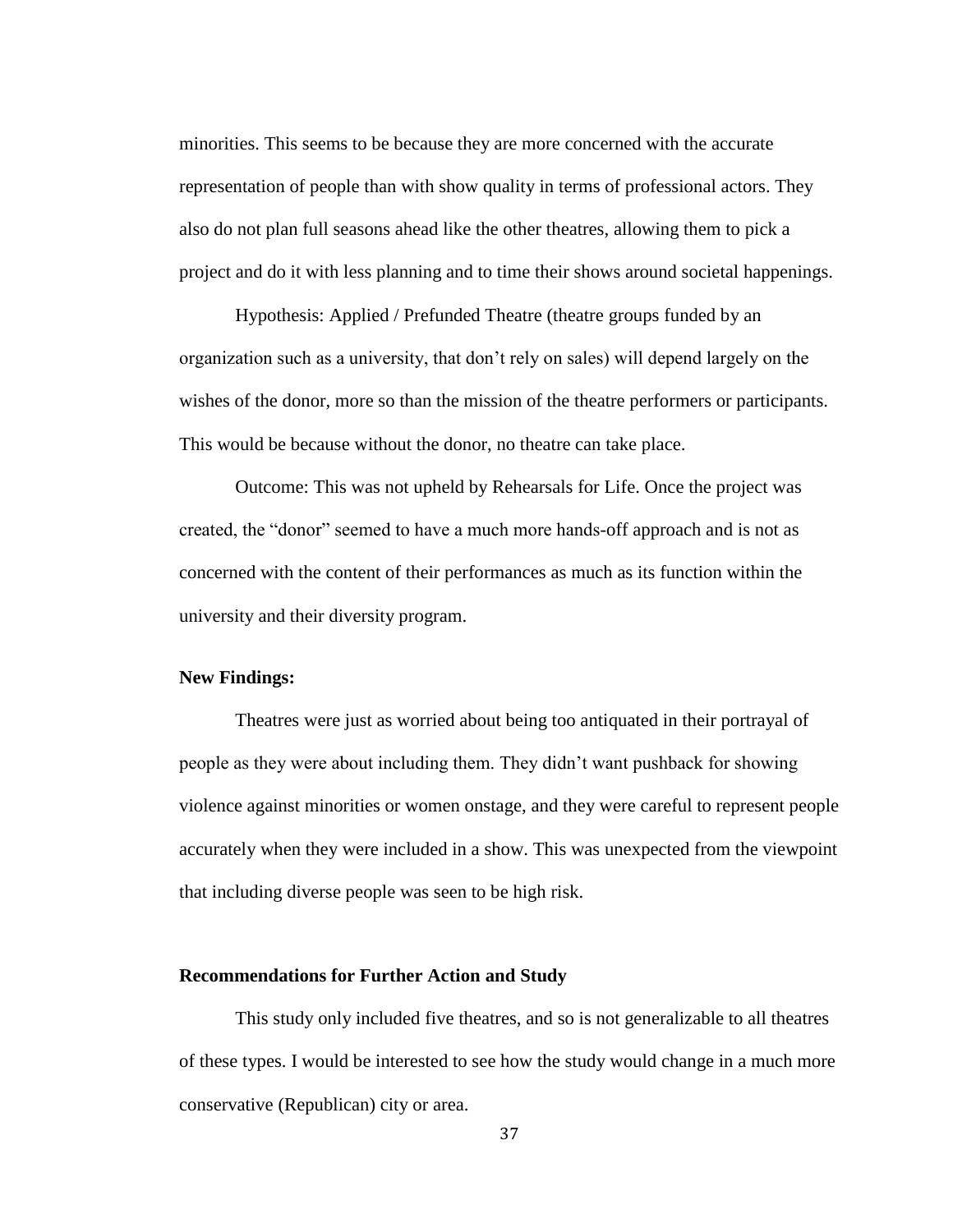minorities. This seems to be because they are more concerned with the accurate representation of people than with show quality in terms of professional actors. They also do not plan full seasons ahead like the other theatres, allowing them to pick a project and do it with less planning and to time their shows around societal happenings.

Hypothesis: Applied / Prefunded Theatre (theatre groups funded by an organization such as a university, that don't rely on sales) will depend largely on the wishes of the donor, more so than the mission of the theatre performers or participants. This would be because without the donor, no theatre can take place.

Outcome: This was not upheld by Rehearsals for Life. Once the project was created, the "donor" seemed to have a much more hands-off approach and is not as concerned with the content of their performances as much as its function within the university and their diversity program.

**New Findings:**

Theatres were just as worried about being too antiquated in their portrayal of people as they were about including them. They didn't want pushback for showing violence against minorities or women onstage, and they were careful to represent people accurately when they were included in a show. This was unexpected from the viewpoint that including diverse people was seen to be high risk.

**Recommendations for Further Action and Study**

This study only included five theatres, and so is not generalizable to all theatres of these types. I would be interested to see how the study would change in a much more conservative (Republican) city or area.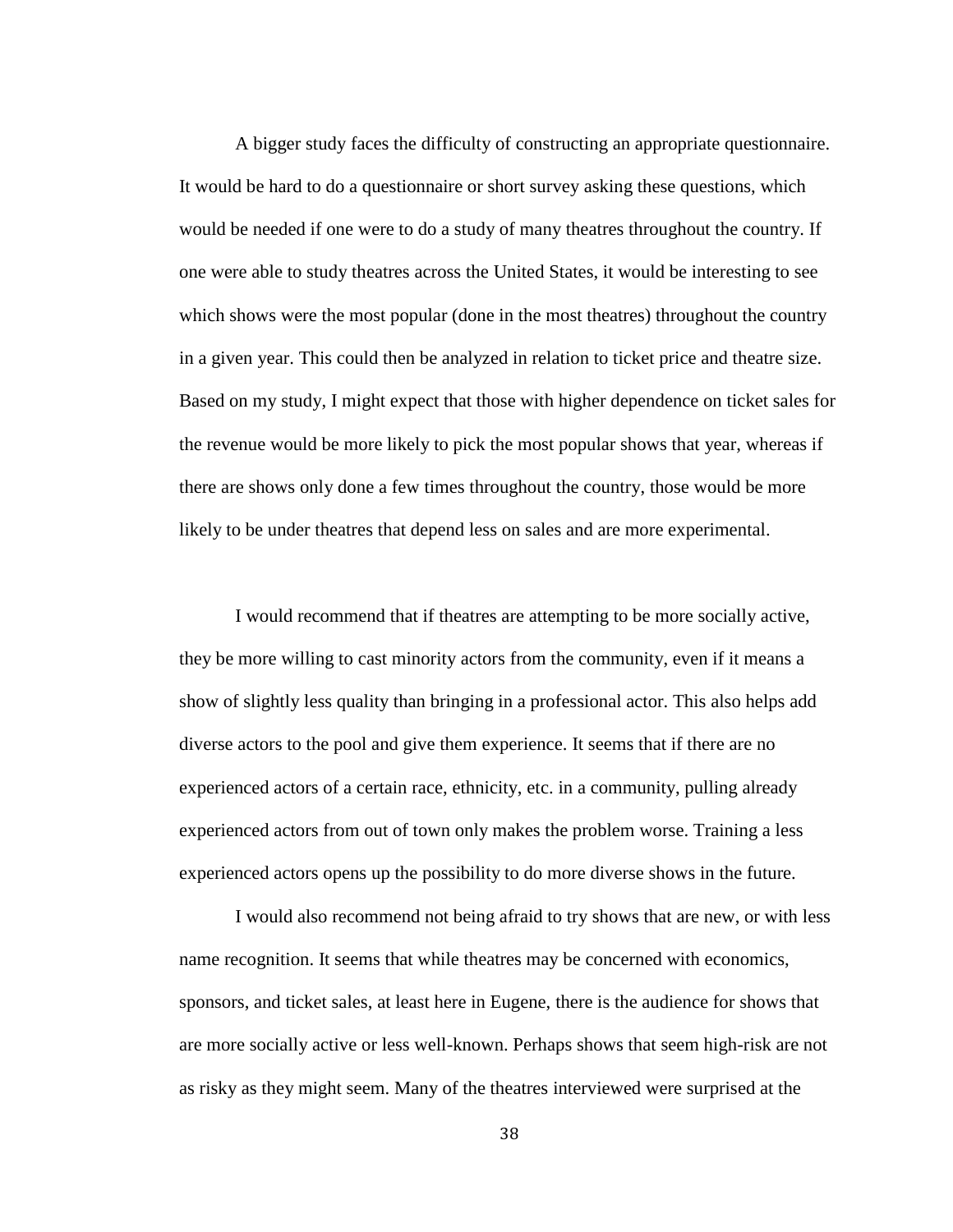A bigger study faces the difficulty of constructing an appropriate questionnaire. It would be hard to do a questionnaire or short survey asking these questions, which would be needed if one were to do a study of many theatres throughout the country. If one were able to study theatres across the United States, it would be interesting to see which shows were the most popular (done in the most theatres) throughout the country in a given year. This could then be analyzed in relation to ticket price and theatre size. Based on my study, I might expect that those with higher dependence on ticket sales for the revenue would be more likely to pick the most popular shows that year, whereas if there are shows only done a few times throughout the country, those would be more likely to be under theatres that depend less on sales and are more experimental.

I would recommend that if theatres are attempting to be more socially active, they be more willing to cast minority actors from the community, even if it means a show of slightly less quality than bringing in a professional actor. This also helps add diverse actors to the pool and give them experience. It seems that if there are no experienced actors of a certain race, ethnicity, etc. in a community, pulling already experienced actors from out of town only makes the problem worse. Training a less experienced actors opens up the possibility to do more diverse shows in the future.

I would also recommend not being afraid to try shows that are new, or with less name recognition. It seems that while theatres may be concerned with economics, sponsors, and ticket sales, at least here in Eugene, there is the audience for shows that are more socially active or less well-known. Perhaps shows that seem high-risk are not as risky as they might seem. Many of the theatres interviewed were surprised at the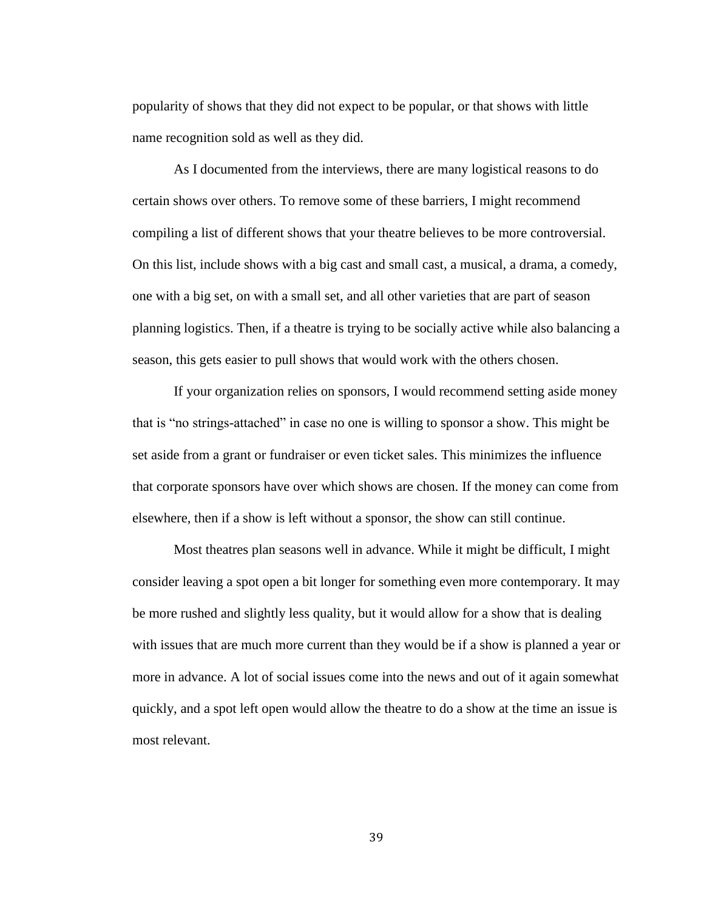popularity of shows that they did not expect to be popular, or that shows with little name recognition sold as well as they did.

As I documented from the interviews, there are many logistical reasons to do certain shows over others. To remove some of these barriers, I might recommend compiling a list of different shows that your theatre believes to be more controversial. On this list, include shows with a big cast and small cast, a musical, a drama, a comedy, one with a big set, on with a small set, and all other varieties that are part of season planning logistics. Then, if a theatre is trying to be socially active while also balancing a season, this gets easier to pull shows that would work with the others chosen.

If your organization relies on sponsors, I would recommend setting aside money that is "no strings-attached" in case no one is willing to sponsor a show. This might be set aside from a grant or fundraiser or even ticket sales. This minimizes the influence that corporate sponsors have over which shows are chosen. If the money can come from elsewhere, then if a show is left without a sponsor, the show can still continue.

Most theatres plan seasons well in advance. While it might be difficult, I might consider leaving a spot open a bit longer for something even more contemporary. It may be more rushed and slightly less quality, but it would allow for a show that is dealing with issues that are much more current than they would be if a show is planned a year or more in advance. A lot of social issues come into the news and out of it again somewhat quickly, and a spot left open would allow the theatre to do a show at the time an issue is most relevant.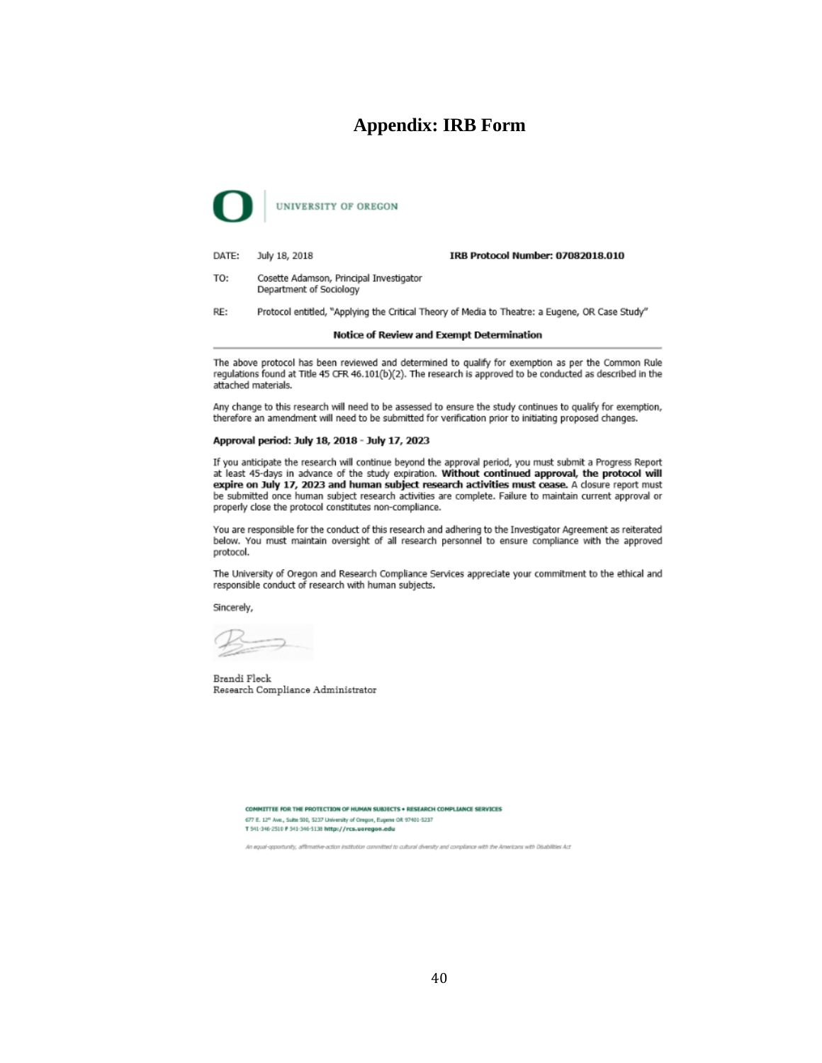# Appendix: IRB Form

UNIVERSITY OF OREGON

DATE: July 18, 2018 **IRB Protocol Number: 07082018.010**

TO: Cosette Adamson, Principal Investigator
Department of Sociology

RE: Protocol entitled, "Applying the Critical Theory of Media to Theatre: a Eugene, OR Case Study"

**Notice of Review and Exempt Determination**

The above protocol has been reviewed and determined to qualify for exemption as per the Common Rule regulations found at Title 45 CFR 46.101(b)(2). The research is approved to be conducted as described in the attached materials.

Any change to this research will need to be assessed to ensure the study continues to qualify for exemption, therefore an amendment will need to be submitted for verification prior to initiating proposed changes.

**Approval period: July 18, 2018 - July 17, 2023**

If you anticipate the research will continue beyond the approval period, you must submit a Progress Report at least 45-days in advance of the study expiration. **Without continued approval, the protocol will expire on July 17, 2023 and human subject research activities must cease.** A closure report must be submitted once human subject research activities are complete. Failure to maintain current approval or properly close the protocol constitutes non-compliance.

You are responsible for the conduct of this research and adhering to the Investigator Agreement as reiterated below. You must maintain oversight of all research personnel to ensure compliance with the approved protocol.

The University of Oregon and Research Compliance Services appreciate your commitment to the ethical and responsible conduct of research with human subjects.

Sincerely,

Brandi Fleck
Research Compliance Administrator

**COMMITTEE FOR THE PROTECTION OF HUMAN SUBJECTS • RESEARCH COMPLIANCE SERVICES**
677 E. 12th Ave., Suite 500, 5237 University of Oregon, Eugene OR 97401-5237
T 541-346-2510 F 541-346-5138 **http://rcs.uoregon.edu**

*An equal-opportunity, affirmative-action institution committed to cultural diversity and compliance with the Americans with Disabilities Act*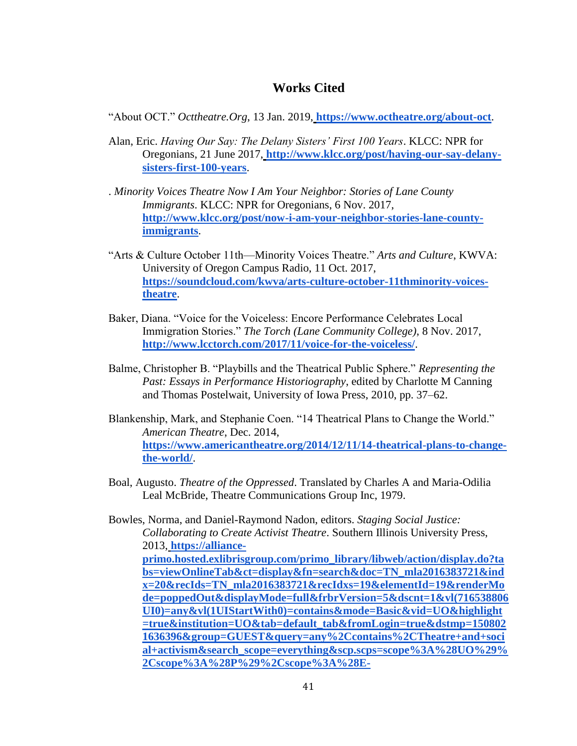# Works Cited

“About OCT.” *Octtheatre.Org*, 13 Jan. 2019, **https://www.octheatre.org/about-oct**.

Alan, Eric. *Having Our Say: The Delany Sisters’ First 100 Years*. KLCC: NPR for Oregonians, 21 June 2017, **http://www.klcc.org/post/having-our-say-delany-sisters-first-100-years**.

. *Minority Voices Theatre Now I Am Your Neighbor: Stories of Lane County Immigrants*. KLCC: NPR for Oregonians, 6 Nov. 2017, **http://www.klcc.org/post/now-i-am-your-neighbor-stories-lane-county-immigrants**.

“Arts & Culture October 11th—Minority Voices Theatre.” *Arts and Culture*, KWVA: University of Oregon Campus Radio, 11 Oct. 2017, **https://soundcloud.com/kwva/arts-culture-october-11thminority-voices-theatre**.

Baker, Diana. “Voice for the Voiceless: Encore Performance Celebrates Local Immigration Stories.” *The Torch (Lane Community College)*, 8 Nov. 2017, **http://www.lcctorch.com/2017/11/voice-for-the-voiceless/**.

Balme, Christopher B. “Playbills and the Theatrical Public Sphere.” *Representing the Past: Essays in Performance Historiography*, edited by Charlotte M Canning and Thomas Postelwait, University of Iowa Press, 2010, pp. 37–62.

Blankenship, Mark, and Stephanie Coen. “14 Theatrical Plans to Change the World.” *American Theatre*, Dec. 2014, **https://www.americantheatre.org/2014/12/11/14-theatrical-plans-to-change-the-world/**.

Boal, Augusto. *Theatre of the Oppressed*. Translated by Charles A and Maria-Odilia Leal McBride, Theatre Communications Group Inc, 1979.

Bowles, Norma, and Daniel-Raymond Nadon, editors. *Staging Social Justice: Collaborating to Create Activist Theatre*. Southern Illinois University Press, 2013, **https://alliance-primo.hosted.exlibrisgroup.com/primo_library/libweb/action/display.do?tabs=viewOnlineTab&ct=display&fn=search&doc=TN_mla2016383721&indx=20&recIds=TN_mla2016383721&recIdxs=19&elementId=19&renderMode=poppedOut&displayMode=full&frbrVersion=5&dscnt=1&vl(716538806UI0)=any&vl(1UIStartWith0)=contains&mode=Basic&vid=UO&highlight=true&institution=UO&tab=default_tab&fromLogin=true&dstmp=1508021636396&group=GUEST&query=any%2Ccontains%2CTheatre+and+social+activism&search_scope=everything&scp.scps=scope%3A%28UO%29%2Cscope%3A%28P%29%2Cscope%3A%28E-**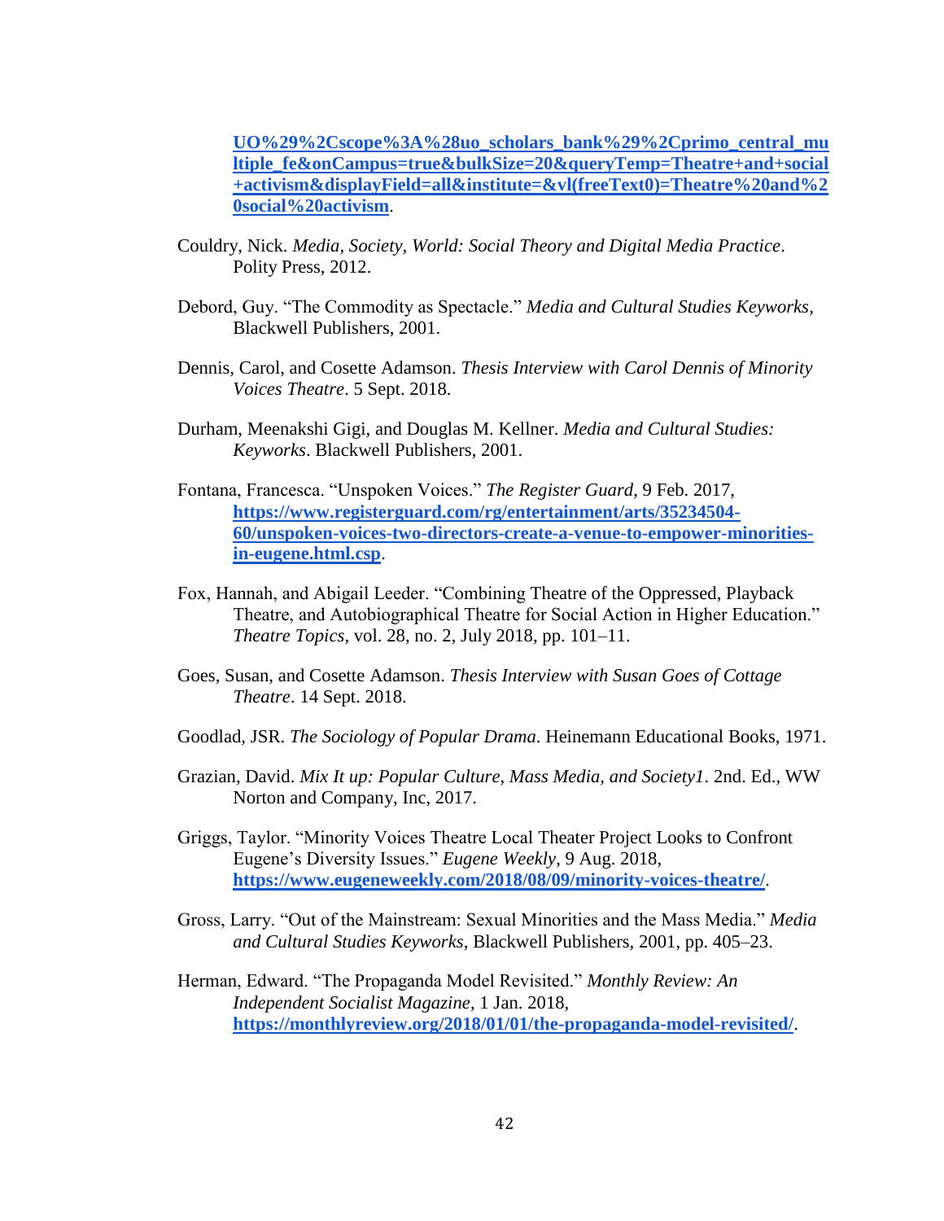[UO%29%2Cscope%3A%28uo_scholars_bank%29%2Cprimo_central_multiple_fe&onCampus=true&bulkSize=20&queryTemp=Theatre+and+social+activism&displayField=all&institute=&vl(freeText0)=Theatre%20and%20social%20activism](UO%29%2Cscope%3A%28uo_scholars_bank%29%2Cprimo_central_multiple_fe&onCampus=true&bulkSize=20&queryTemp=Theatre+and+social+activism&displayField=all&institute=&vl(freeText0)=Theatre%20and%20social%20activism).

Couldry, Nick. *Media, Society, World: Social Theory and Digital Media Practice*. Polity Press, 2012.

Debord, Guy. "The Commodity as Spectacle." *Media and Cultural Studies Keyworks*, Blackwell Publishers, 2001.

Dennis, Carol, and Cosette Adamson. *Thesis Interview with Carol Dennis of Minority Voices Theatre*. 5 Sept. 2018.

Durham, Meenakshi Gigi, and Douglas M. Kellner. *Media and Cultural Studies: Keyworks*. Blackwell Publishers, 2001.

Fontana, Francesca. "Unspoken Voices." *The Register Guard*, 9 Feb. 2017, [https://www.registerguard.com/rg/entertainment/arts/35234504-60/unspoken-voices-two-directors-create-a-venue-to-empower-minorities-in-eugene.html.csp](https://www.registerguard.com/rg/entertainment/arts/35234504-60/unspoken-voices-two-directors-create-a-venue-to-empower-minorities-in-eugene.html.csp).

Fox, Hannah, and Abigail Leeder. "Combining Theatre of the Oppressed, Playback Theatre, and Autobiographical Theatre for Social Action in Higher Education." *Theatre Topics*, vol. 28, no. 2, July 2018, pp. 101–11.

Goes, Susan, and Cosette Adamson. *Thesis Interview with Susan Goes of Cottage Theatre*. 14 Sept. 2018.

Goodlad, JSR. *The Sociology of Popular Drama*. Heinemann Educational Books, 1971.

Grazian, David. *Mix It up: Popular Culture, Mass Media, and Society1*. 2nd. Ed., WW Norton and Company, Inc, 2017.

Griggs, Taylor. "Minority Voices Theatre Local Theater Project Looks to Confront Eugene's Diversity Issues." *Eugene Weekly*, 9 Aug. 2018, [https://www.eugeneweekly.com/2018/08/09/minority-voices-theatre/](https://www.eugeneweekly.com/2018/08/09/minority-voices-theatre/).

Gross, Larry. "Out of the Mainstream: Sexual Minorities and the Mass Media." *Media and Cultural Studies Keyworks*, Blackwell Publishers, 2001, pp. 405–23.

Herman, Edward. "The Propaganda Model Revisited." *Monthly Review: An Independent Socialist Magazine*, 1 Jan. 2018, [https://monthlyreview.org/2018/01/01/the-propaganda-model-revisited/](https://monthlyreview.org/2018/01/01/the-propaganda-model-revisited/).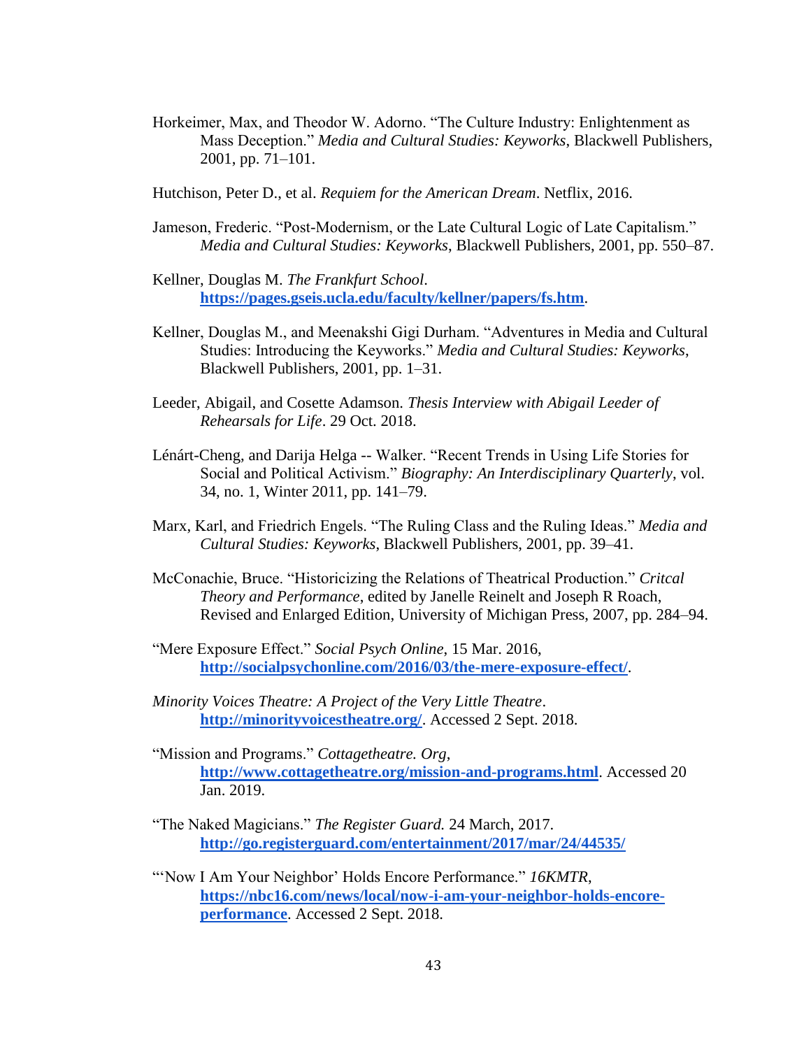Horkeimer, Max, and Theodor W. Adorno. "The Culture Industry: Enlightenment as Mass Deception." *Media and Cultural Studies: Keyworks*, Blackwell Publishers, 2001, pp. 71–101.

Hutchison, Peter D., et al. *Requiem for the American Dream*. Netflix, 2016.

Jameson, Frederic. "Post-Modernism, or the Late Cultural Logic of Late Capitalism." *Media and Cultural Studies: Keyworks*, Blackwell Publishers, 2001, pp. 550–87.

Kellner, Douglas M. *The Frankfurt School*. **https://pages.gseis.ucla.edu/faculty/kellner/papers/fs.htm**.

Kellner, Douglas M., and Meenakshi Gigi Durham. "Adventures in Media and Cultural Studies: Introducing the Keyworks." *Media and Cultural Studies: Keyworks*, Blackwell Publishers, 2001, pp. 1–31.

Leeder, Abigail, and Cosette Adamson. *Thesis Interview with Abigail Leeder of Rehearsals for Life*. 29 Oct. 2018.

Lénárt-Cheng, and Darija Helga -- Walker. "Recent Trends in Using Life Stories for Social and Political Activism." *Biography: An Interdisciplinary Quarterly*, vol. 34, no. 1, Winter 2011, pp. 141–79.

Marx, Karl, and Friedrich Engels. "The Ruling Class and the Ruling Ideas." *Media and Cultural Studies: Keyworks*, Blackwell Publishers, 2001, pp. 39–41.

McConachie, Bruce. "Historicizing the Relations of Theatrical Production." *Critcal Theory and Performance*, edited by Janelle Reinelt and Joseph R Roach, Revised and Enlarged Edition, University of Michigan Press, 2007, pp. 284–94.

"Mere Exposure Effect." *Social Psych Online*, 15 Mar. 2016, **http://socialpsychonline.com/2016/03/the-mere-exposure-effect/**.

*Minority Voices Theatre: A Project of the Very Little Theatre*. **http://minorityvoicestheatre.org/**. Accessed 2 Sept. 2018.

"Mission and Programs." *Cottagetheatre. Org*, **http://www.cottagetheatre.org/mission-and-programs.html**. Accessed 20 Jan. 2019.

"The Naked Magicians." *The Register Guard.* 24 March, 2017. **http://go.registerguard.com/entertainment/2017/mar/24/44535/**

"'Now I Am Your Neighbor' Holds Encore Performance." *16KMTR*, **https://nbc16.com/news/local/now-i-am-your-neighbor-holds-encore-performance**. Accessed 2 Sept. 2018.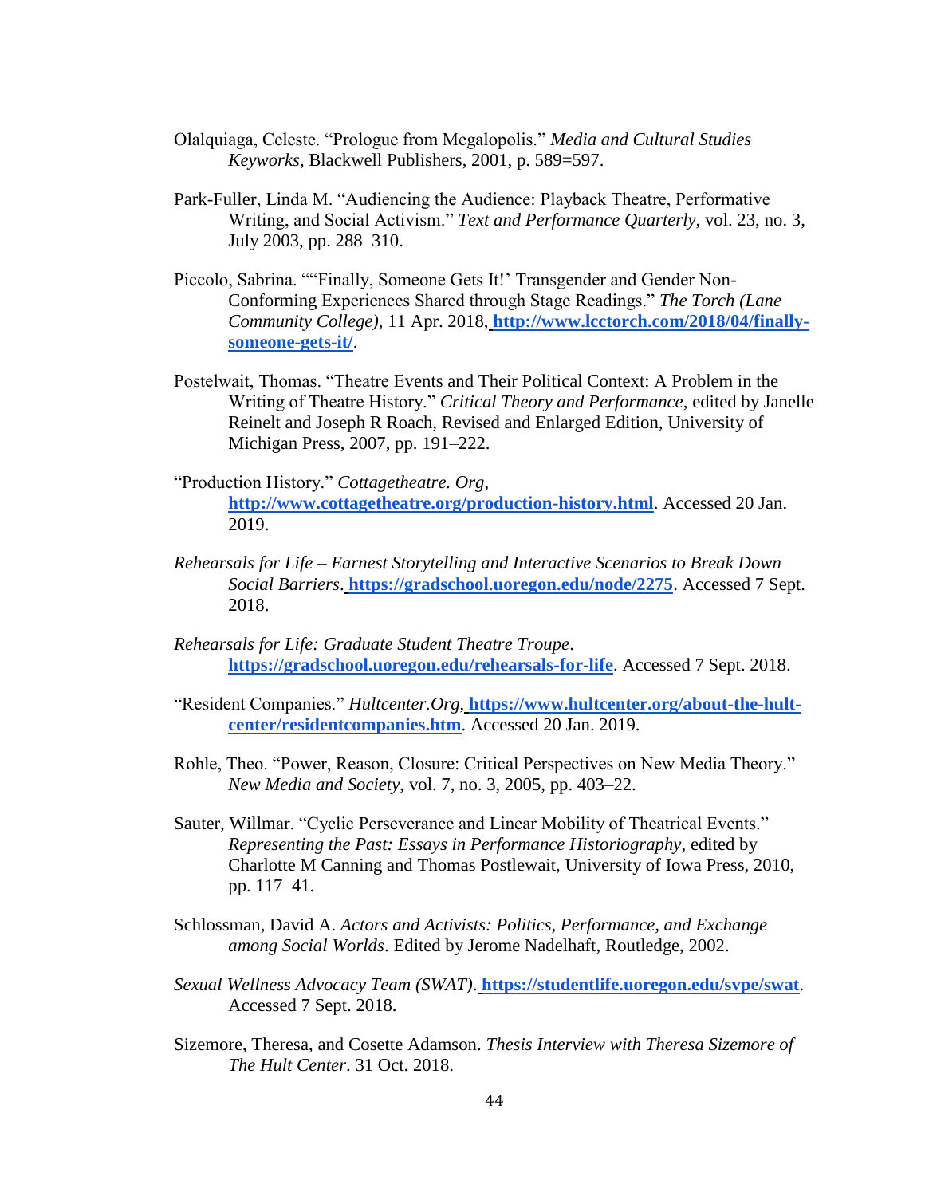Olalquiaga, Celeste. “Prologue from Megalopolis.” *Media and Cultural Studies Keyworks*, Blackwell Publishers, 2001, p. 589=597.

Park-Fuller, Linda M. “Audiencing the Audience: Playback Theatre, Performative Writing, and Social Activism.” *Text and Performance Quarterly*, vol. 23, no. 3, July 2003, pp. 288–310.

Piccolo, Sabrina. ““Finally, Someone Gets It!’ Transgender and Gender Non-Conforming Experiences Shared through Stage Readings.” *The Torch (Lane Community College)*, 11 Apr. 2018, **http://www.lcctorch.com/2018/04/finally-someone-gets-it/**.

Postelwait, Thomas. “Theatre Events and Their Political Context: A Problem in the Writing of Theatre History.” *Critical Theory and Performance*, edited by Janelle Reinelt and Joseph R Roach, Revised and Enlarged Edition, University of Michigan Press, 2007, pp. 191–222.

“Production History.” *Cottagetheatre. Org*, **http://www.cottagetheatre.org/production-history.html**. Accessed 20 Jan. 2019.

*Rehearsals for Life – Earnest Storytelling and Interactive Scenarios to Break Down Social Barriers*. **https://gradschool.uoregon.edu/node/2275**. Accessed 7 Sept. 2018.

*Rehearsals for Life: Graduate Student Theatre Troupe*. **https://gradschool.uoregon.edu/rehearsals-for-life**. Accessed 7 Sept. 2018.

“Resident Companies.” *Hultcenter.Org*, **https://www.hultcenter.org/about-the-hult-center/residentcompanies.htm**. Accessed 20 Jan. 2019.

Rohle, Theo. “Power, Reason, Closure: Critical Perspectives on New Media Theory.” *New Media and Society*, vol. 7, no. 3, 2005, pp. 403–22.

Sauter, Willmar. “Cyclic Perseverance and Linear Mobility of Theatrical Events.” *Representing the Past: Essays in Performance Historiography*, edited by Charlotte M Canning and Thomas Postlewait, University of Iowa Press, 2010, pp. 117–41.

Schlossman, David A. *Actors and Activists: Politics, Performance, and Exchange among Social Worlds*. Edited by Jerome Nadelhaft, Routledge, 2002.

*Sexual Wellness Advocacy Team (SWAT)*. **https://studentlife.uoregon.edu/svpe/swat**. Accessed 7 Sept. 2018.

Sizemore, Theresa, and Cosette Adamson. *Thesis Interview with Theresa Sizemore of The Hult Center*. 31 Oct. 2018.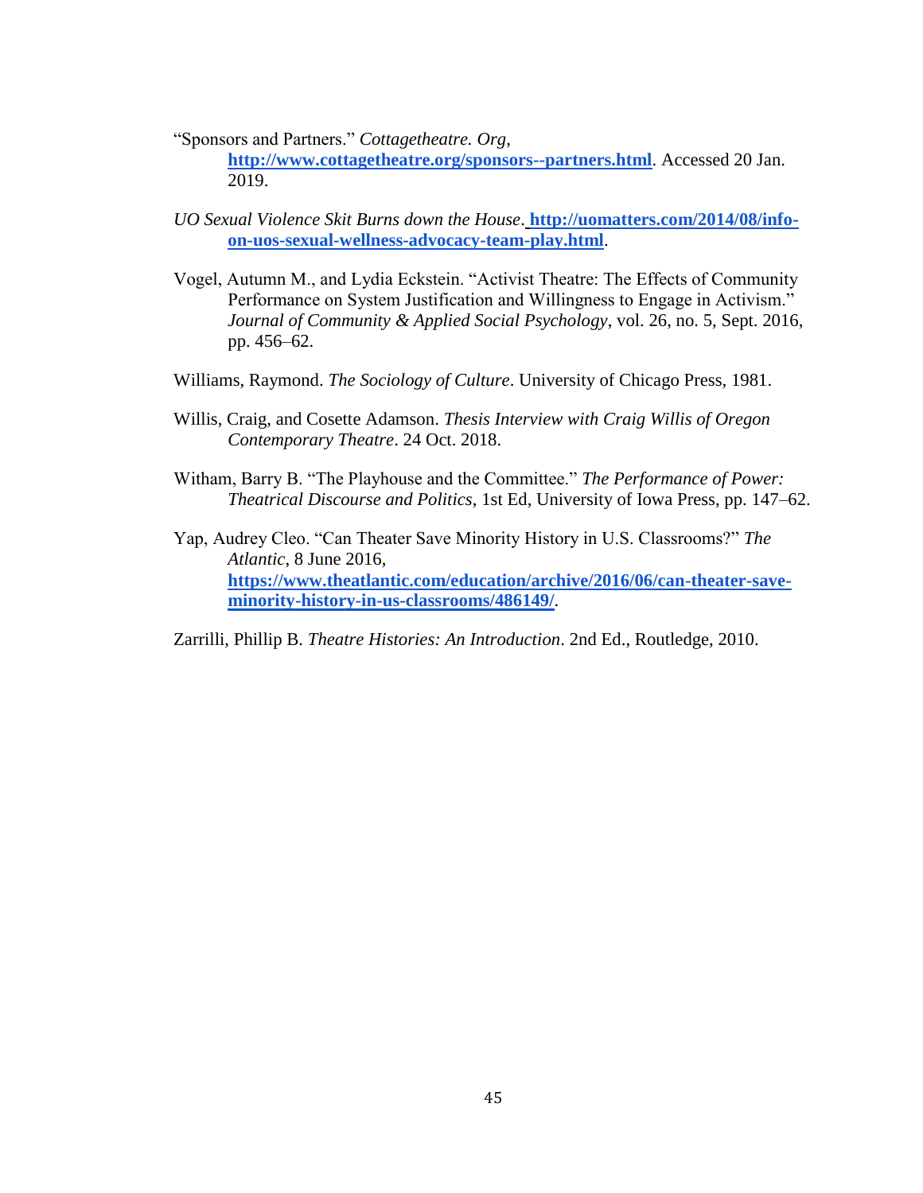"Sponsors and Partners." *Cottagetheatre. Org*, **http://www.cottagetheatre.org/sponsors--partners.html**. Accessed 20 Jan. 2019.

*UO Sexual Violence Skit Burns down the House*. **http://uomatters.com/2014/08/info-on-uos-sexual-wellness-advocacy-team-play.html**.

Vogel, Autumn M., and Lydia Eckstein. "Activist Theatre: The Effects of Community Performance on System Justification and Willingness to Engage in Activism." *Journal of Community & Applied Social Psychology*, vol. 26, no. 5, Sept. 2016, pp. 456–62.

Williams, Raymond. *The Sociology of Culture*. University of Chicago Press, 1981.

Willis, Craig, and Cosette Adamson. *Thesis Interview with Craig Willis of Oregon Contemporary Theatre*. 24 Oct. 2018.

Witham, Barry B. "The Playhouse and the Committee." *The Performance of Power: Theatrical Discourse and Politics*, 1st Ed, University of Iowa Press, pp. 147–62.

Yap, Audrey Cleo. "Can Theater Save Minority History in U.S. Classrooms?" *The Atlantic*, 8 June 2016, **https://www.theatlantic.com/education/archive/2016/06/can-theater-save-minority-history-in-us-classrooms/486149/**.

Zarrilli, Phillip B. *Theatre Histories: An Introduction*. 2nd Ed., Routledge, 2010.